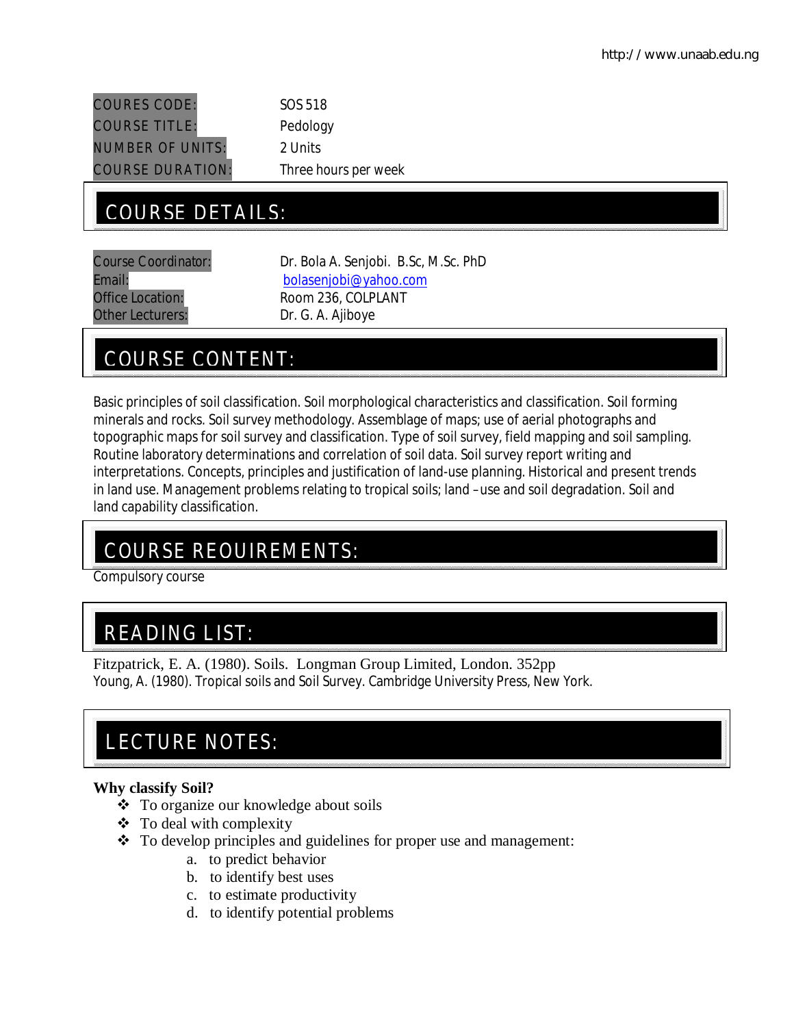COURES CODE: SOS 518

COURSE TITLE: Pedology

NUMBER OF UNITS: 2 Units

COURSE DURATION: Three hours per week

## COURSE DETAILS:

Course Coordinator: Dr. Bola A. Senjobi. B.Sc, M.Sc. PhD

Email: bolasenjobi@yahoo.com

Office Location: Room 236, COLPLANT

Other Lecturers: Dr. G. A. Ajiboye

## COURSE CONTENT:

Basic principles of soil classification. Soil morphological characteristics and classification. Soil forming minerals and rocks. Soil survey methodology. Assemblage of maps; use of aerial photographs and topographic maps for soil survey and classification. Type of soil survey, field mapping and soil sampling. Routine laboratory determinations and correlation of soil data. Soil survey report writing and interpretations. Concepts, principles and justification of land-use planning. Historical and present trends in land use. Management problems relating to tropical soils; land –use and soil degradation. Soil and land capability classification.

## COURSE REOUIREMENTS:

Compulsory course

## READING LIST:

Fitzpatrick, E. A. (1980). Soils. Longman Group Limited, London. 352pp

Young, A. (1980). Tropical soils and Soil Survey. Cambridge University Press, New York.

## LECTURE NOTES:

**Why classify Soil?**

- To organize our knowledge about soils
- To deal with complexity
- To develop principles and guidelines for proper use and management:
    a. to predict behavior
    b. to identify best uses
    c. to estimate productivity
    d. to identify potential problems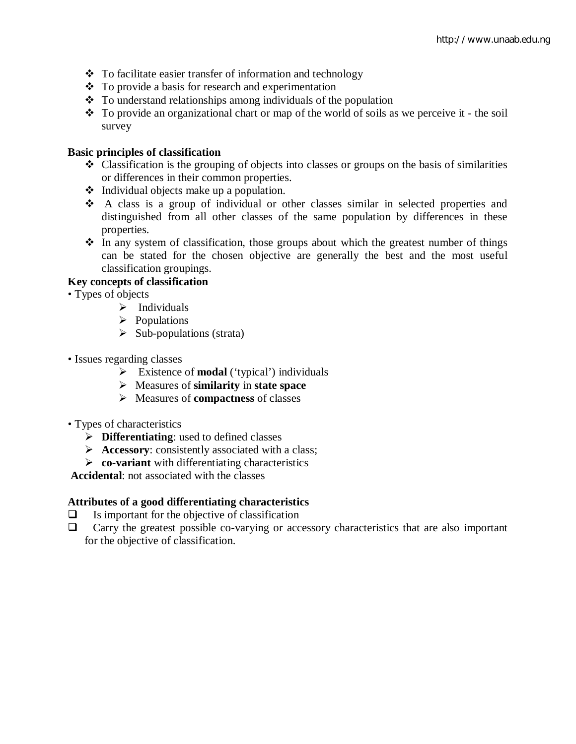- To facilitate easier transfer of information and technology
- To provide a basis for research and experimentation
- To understand relationships among individuals of the population
- To provide an organizational chart or map of the world of soils as we perceive it - the soil survey

**Basic principles of classification**

- Classification is the grouping of objects into classes or groups on the basis of similarities or differences in their common properties.
- Individual objects make up a population.
- A class is a group of individual or other classes similar in selected properties and distinguished from all other classes of the same population by differences in these properties.
- In any system of classification, those groups about which the greatest number of things can be stated for the chosen objective are generally the best and the most useful classification groupings.

**Key concepts of classification**

• Types of objects

- Individuals
- Populations
- Sub-populations (strata)

• Issues regarding classes

- Existence of **modal** ('typical') individuals
- Measures of **similarity** in **state space**
- Measures of **compactness** of classes

• Types of characteristics

- **Differentiating**: used to defined classes
- **Accessory**: consistently associated with a class;
- **co-variant** with differentiating characteristics

**Accidental**: not associated with the classes

**Attributes of a good differentiating characteristics**

- Is important for the objective of classification
- Carry the greatest possible co-varying or accessory characteristics that are also important for the objective of classification.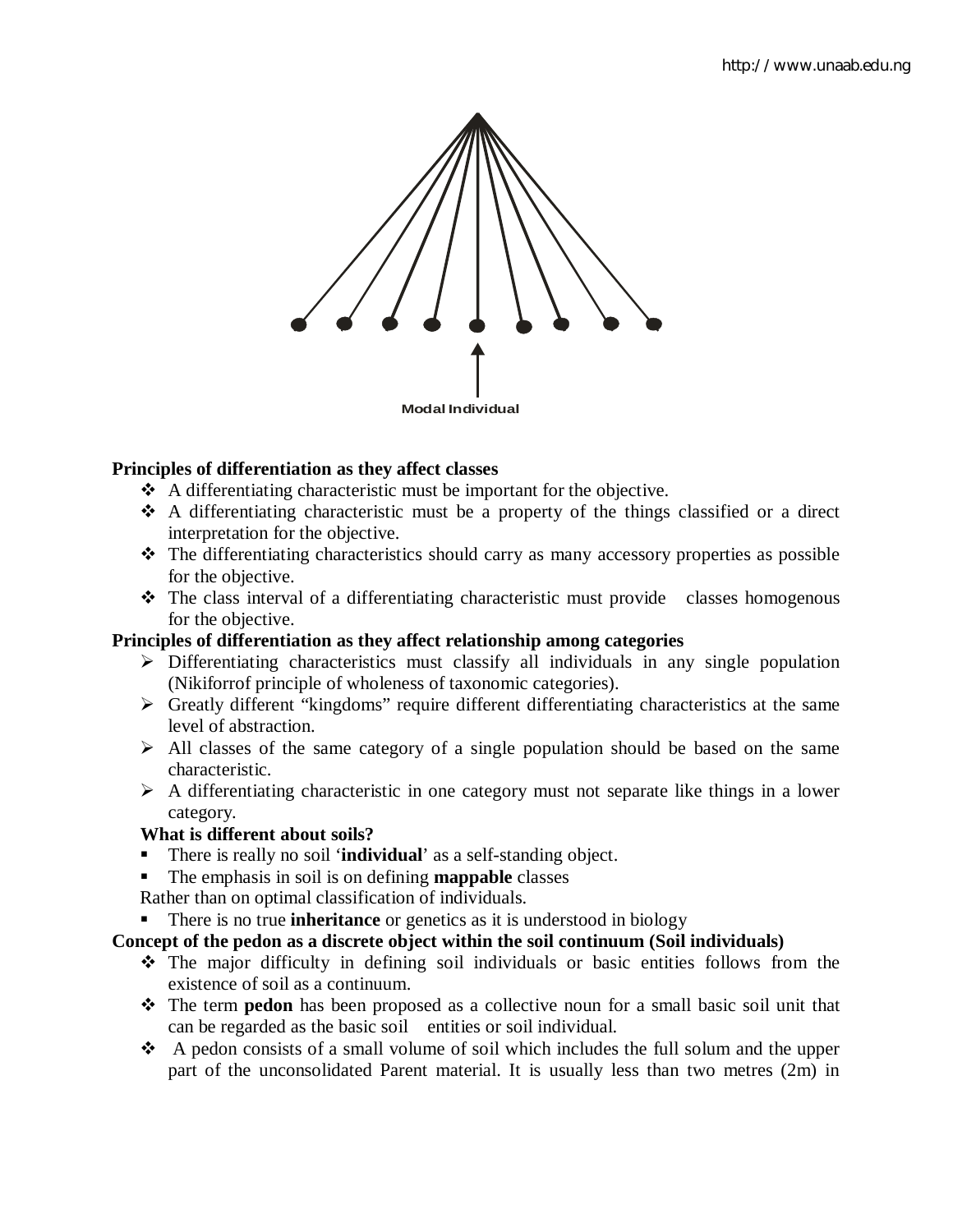Modal Individual

**Principles of differentiation as they affect classes**

- A differentiating characteristic must be important for the objective.
- A differentiating characteristic must be a property of the things classified or a direct interpretation for the objective.
- The differentiating characteristics should carry as many accessory properties as possible for the objective.
- The class interval of a differentiating characteristic must provide classes homogenous for the objective.

**Principles of differentiation as they affect relationship among categories**

- Differentiating characteristics must classify all individuals in any single population (Nikiforrof principle of wholeness of taxonomic categories).
- Greatly different "kingdoms" require different differentiating characteristics at the same level of abstraction.
- All classes of the same category of a single population should be based on the same characteristic.
- A differentiating characteristic in one category must not separate like things in a lower category.

**What is different about soils?**

- There is really no soil '**individual**' as a self-standing object.
- The emphasis in soil is on defining **mappable** classes

Rather than on optimal classification of individuals.

- There is no true **inheritance** or genetics as it is understood in biology

**Concept of the pedon as a discrete object within the soil continuum (Soil individuals)**

- The major difficulty in defining soil individuals or basic entities follows from the existence of soil as a continuum.
- The term **pedon** has been proposed as a collective noun for a small basic soil unit that can be regarded as the basic soil entities or soil individual.
- A pedon consists of a small volume of soil which includes the full solum and the upper part of the unconsolidated Parent material. It is usually less than two metres (2m) in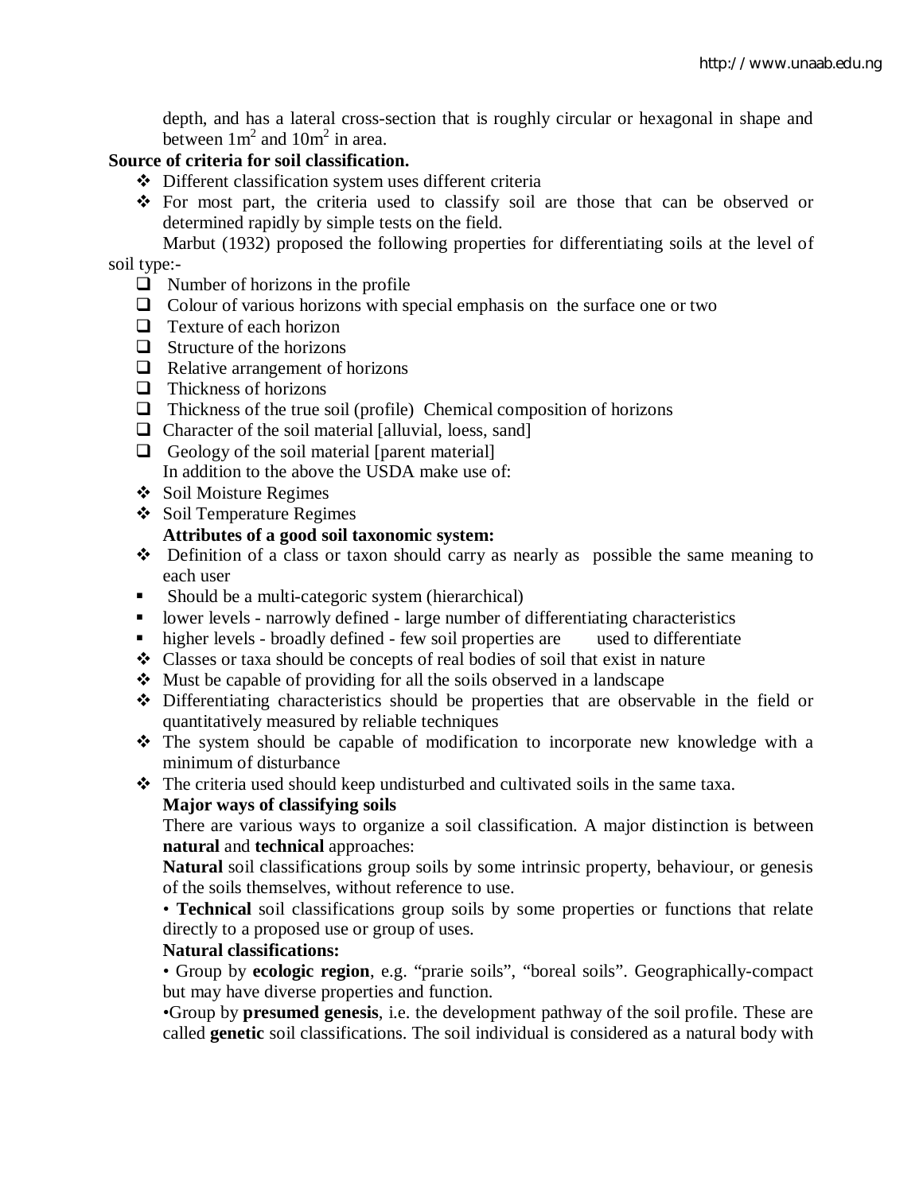depth, and has a lateral cross-section that is roughly circular or hexagonal in shape and between $1m^2$ and $10m^2$ in area.

**Source of criteria for soil classification.**

- Different classification system uses different criteria
- For most part, the criteria used to classify soil are those that can be observed or determined rapidly by simple tests on the field.

Marbut (1932) proposed the following properties for differentiating soils at the level of soil type:-

- Number of horizons in the profile
- Colour of various horizons with special emphasis on the surface one or two
- Texture of each horizon
- Structure of the horizons
- Relative arrangement of horizons
- Thickness of horizons
- Thickness of the true soil (profile) Chemical composition of horizons
- Character of the soil material [alluvial, loess, sand]
- Geology of the soil material [parent material]

In addition to the above the USDA make use of:

- Soil Moisture Regimes
- Soil Temperature Regimes

**Attributes of a good soil taxonomic system:**

- Definition of a class or taxon should carry as nearly as possible the same meaning to each user
- Should be a multi-categoric system (hierarchical)
- lower levels - narrowly defined - large number of differentiating characteristics
- higher levels - broadly defined - few soil properties are used to differentiate
- Classes or taxa should be concepts of real bodies of soil that exist in nature
- Must be capable of providing for all the soils observed in a landscape
- Differentiating characteristics should be properties that are observable in the field or quantitatively measured by reliable techniques
- The system should be capable of modification to incorporate new knowledge with a minimum of disturbance
- The criteria used should keep undisturbed and cultivated soils in the same taxa.

**Major ways of classifying soils**

There are various ways to organize a soil classification. A major distinction is between **natural** and **technical** approaches:

**Natural** soil classifications group soils by some intrinsic property, behaviour, or genesis of the soils themselves, without reference to use.

• **Technical** soil classifications group soils by some properties or functions that relate directly to a proposed use or group of uses.

**Natural classifications:**

• Group by **ecologic region**, e.g. "prarie soils", "boreal soils". Geographically-compact but may have diverse properties and function.

•Group by **presumed genesis**, i.e. the development pathway of the soil profile. These are called **genetic** soil classifications. The soil individual is considered as a natural body with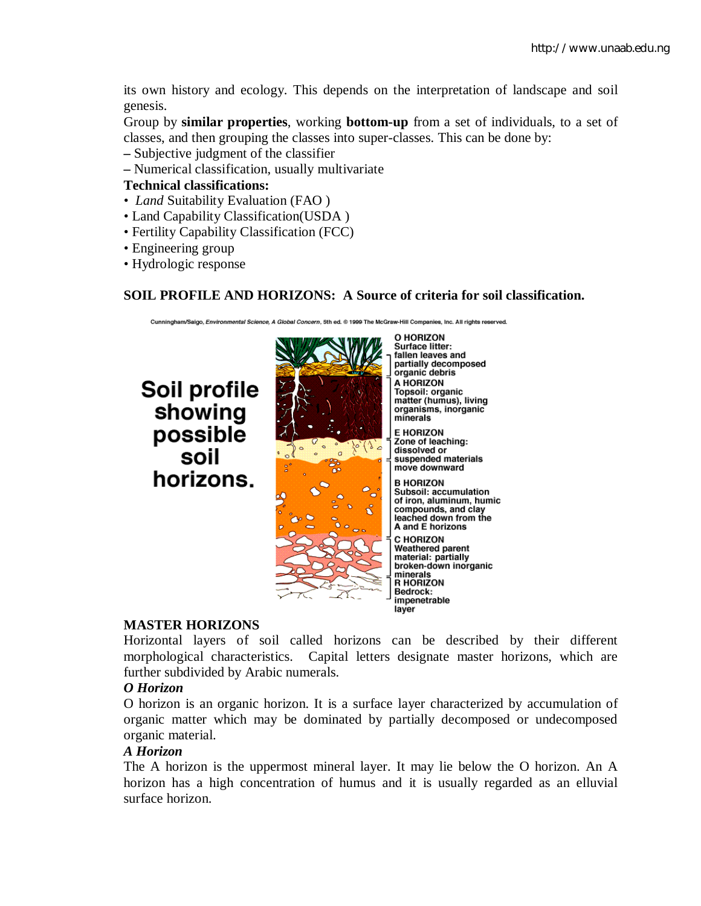its own history and ecology. This depends on the interpretation of landscape and soil genesis.

Group by **similar properties**, working **bottom-up** from a set of individuals, to a set of classes, and then grouping the classes into super-classes. This can be done by:

– Subjective judgment of the classifier

– Numerical classification, usually multivariate

**Technical classifications:**

- *Land* Suitability Evaluation (FAO )
- Land Capability Classification(USDA )
- Fertility Capability Classification (FCC)
- Engineering group
- Hydrologic response

## SOIL PROFILE AND HORIZONS: A Source of criteria for soil classification.

Cunningham/Saigo, *Environmental Science, A Global Concern*, 5th ed. © 1999 The McGraw-Hill Companies, Inc. All rights reserved.

**Soil profile showing possible soil horizons.**

**O HORIZON** Surface litter: fallen leaves and partially decomposed organic debris

**A HORIZON** Topsoil: organic matter (humus), living organisms, inorganic minerals

**E HORIZON** Zone of leaching: dissolved or suspended materials move downward

**B HORIZON** Subsoil: accumulation of iron, aluminum, humic compounds, and clay leached down from the A and E horizons

**C HORIZON** Weathered parent material: partially broken-down inorganic minerals

**R HORIZON** Bedrock: impenetrable layer

### MASTER HORIZONS

Horizontal layers of soil called horizons can be described by their different morphological characteristics. Capital letters designate master horizons, which are further subdivided by Arabic numerals.

***O Horizon***

O horizon is an organic horizon. It is a surface layer characterized by accumulation of organic matter which may be dominated by partially decomposed or undecomposed organic material.

***A Horizon***

The A horizon is the uppermost mineral layer. It may lie below the O horizon. An A horizon has a high concentration of humus and it is usually regarded as an elluvial surface horizon.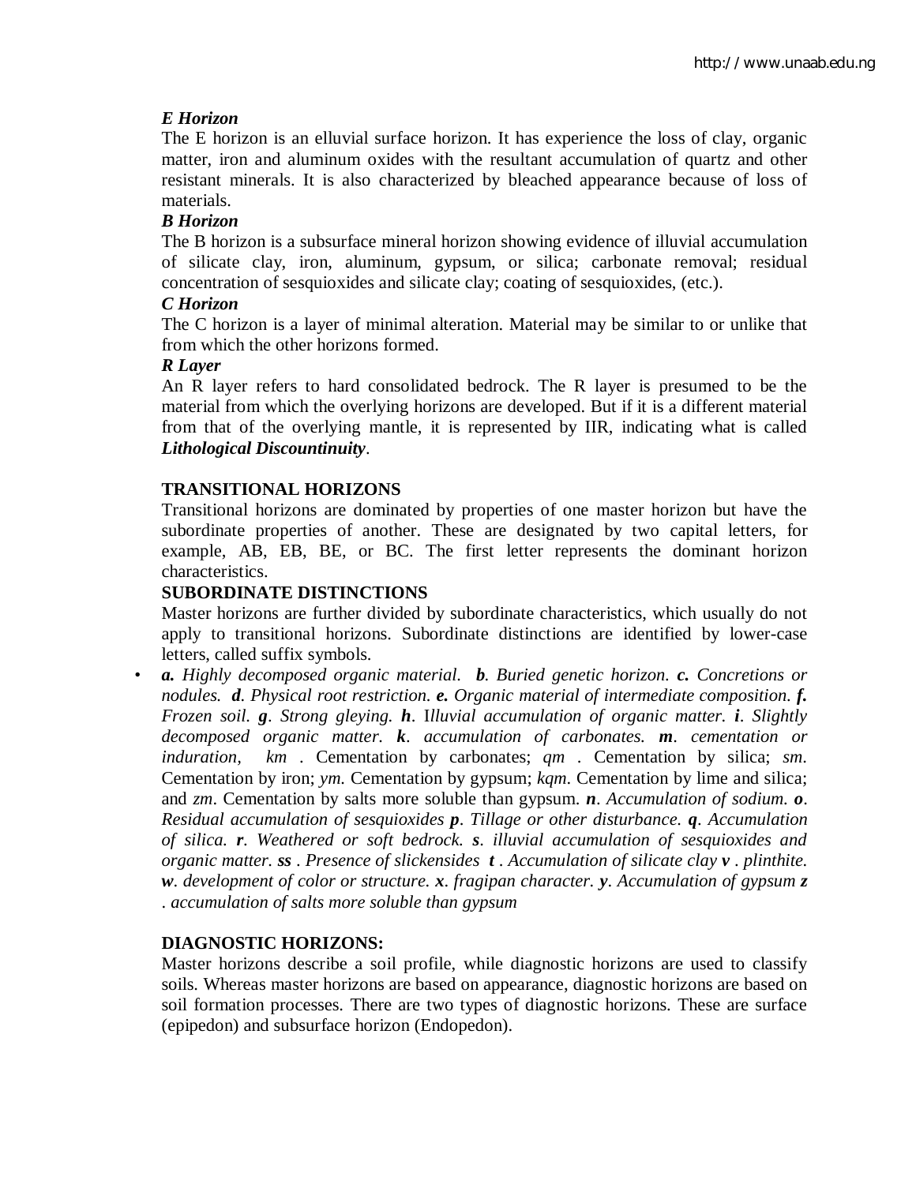*E Horizon*

The E horizon is an elluvial surface horizon. It has experience the loss of clay, organic matter, iron and aluminum oxides with the resultant accumulation of quartz and other resistant minerals. It is also characterized by bleached appearance because of loss of materials.

*B Horizon*

The B horizon is a subsurface mineral horizon showing evidence of illuvial accumulation of silicate clay, iron, aluminum, gypsum, or silica; carbonate removal; residual concentration of sesquioxides and silicate clay; coating of sesquioxides, (etc.).

*C Horizon*

The C horizon is a layer of minimal alteration. Material may be similar to or unlike that from which the other horizons formed.

*R Layer*

An R layer refers to hard consolidated bedrock. The R layer is presumed to be the material from which the overlying horizons are developed. But if it is a different material from that of the overlying mantle, it is represented by IIR, indicating what is called ***Lithological Discountinuity***.

**TRANSITIONAL HORIZONS**

Transitional horizons are dominated by properties of one master horizon but have the subordinate properties of another. These are designated by two capital letters, for example, AB, EB, BE, or BC. The first letter represents the dominant horizon characteristics.

**SUBORDINATE DISTINCTIONS**

Master horizons are further divided by subordinate characteristics, which usually do not apply to transitional horizons. Subordinate distinctions are identified by lower-case letters, called suffix symbols.

- ***a.*** *Highly decomposed organic material.* ***b***. *Buried genetic horizon.* ***c.*** *Concretions or nodules.* ***d***. *Physical root restriction.* ***e.*** *Organic material of intermediate composition.* ***f.*** *Frozen soil.* ***g***. *Strong gleying.* ***h***. *Illuvial accumulation of organic matter.* ***i***. *Slightly decomposed organic matter.* ***k***. *accumulation of carbonates.* ***m***. *cementation or induration,* *km* . Cementation by carbonates; *qm* . Cementation by silica; *sm*. Cementation by iron; *ym.* Cementation by gypsum; *kqm*. Cementation by lime and silica; and *zm*. Cementation by salts more soluble than gypsum. ***n***. *Accumulation of sodium.* ***o***. *Residual accumulation of sesquioxides* ***p***. *Tillage or other disturbance.* ***q***. *Accumulation of silica.* ***r***. *Weathered or soft bedrock.* ***s***. *illuvial accumulation of sesquioxides and organic matter.* ***ss*** . *Presence of slickensides* ***t*** . *Accumulation of silicate clay* ***v*** . *plinthite.* ***w***. *development of color or structure.* ***x***. *fragipan character.* ***y***. *Accumulation of gypsum* ***z*** . *accumulation of salts more soluble than gypsum*

**DIAGNOSTIC HORIZONS:**

Master horizons describe a soil profile, while diagnostic horizons are used to classify soils. Whereas master horizons are based on appearance, diagnostic horizons are based on soil formation processes. There are two types of diagnostic horizons. These are surface (epipedon) and subsurface horizon (Endopedon).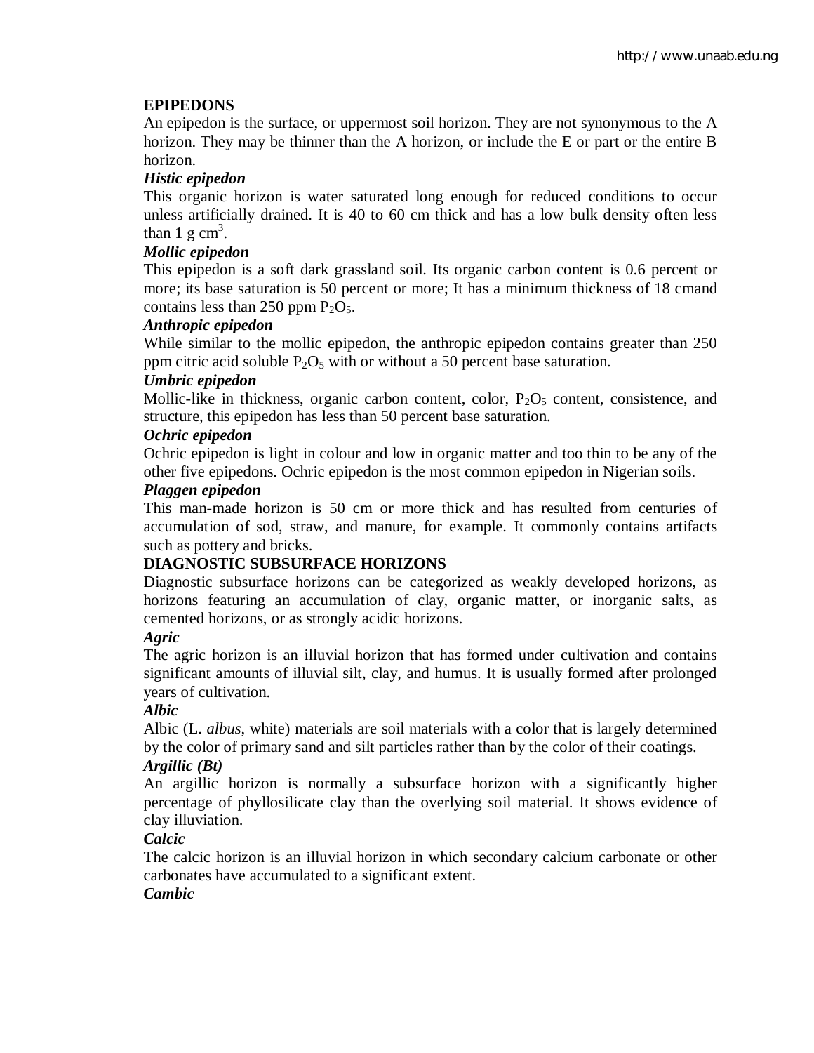## EPIPEDONS

An epipedon is the surface, or uppermost soil horizon. They are not synonymous to the A horizon. They may be thinner than the A horizon, or include the E or part or the entire B horizon.

### *Histic epipedon*

This organic horizon is water saturated long enough for reduced conditions to occur unless artificially drained. It is 40 to 60 cm thick and has a low bulk density often less than 1 g $cm^3$.

### *Mollic epipedon*

This epipedon is a soft dark grassland soil. Its organic carbon content is 0.6 percent or more; its base saturation is 50 percent or more; It has a minimum thickness of 18 cmand contains less than 250 ppm $P_2O_5$.

### *Anthropic epipedon*

While similar to the mollic epipedon, the anthropic epipedon contains greater than 250 ppm citric acid soluble $P_2O_5$ with or without a 50 percent base saturation.

### *Umbric epipedon*

Mollic-like in thickness, organic carbon content, color, $P_2O_5$ content, consistence, and structure, this epipedon has less than 50 percent base saturation.

### *Ochric epipedon*

Ochric epipedon is light in colour and low in organic matter and too thin to be any of the other five epipedons. Ochric epipedon is the most common epipedon in Nigerian soils.

### *Plaggen epipedon*

This man-made horizon is 50 cm or more thick and has resulted from centuries of accumulation of sod, straw, and manure, for example. It commonly contains artifacts such as pottery and bricks.

## DIAGNOSTIC SUBSURFACE HORIZONS

Diagnostic subsurface horizons can be categorized as weakly developed horizons, as horizons featuring an accumulation of clay, organic matter, or inorganic salts, as cemented horizons, or as strongly acidic horizons.

### *Agric*

The agric horizon is an illuvial horizon that has formed under cultivation and contains significant amounts of illuvial silt, clay, and humus. It is usually formed after prolonged years of cultivation.

### *Albic*

Albic (L. *albus*, white) materials are soil materials with a color that is largely determined by the color of primary sand and silt particles rather than by the color of their coatings.

### *Argillic (Bt)*

An argillic horizon is normally a subsurface horizon with a significantly higher percentage of phyllosilicate clay than the overlying soil material. It shows evidence of clay illuviation.

### *Calcic*

The calcic horizon is an illuvial horizon in which secondary calcium carbonate or other carbonates have accumulated to a significant extent.

### *Cambic*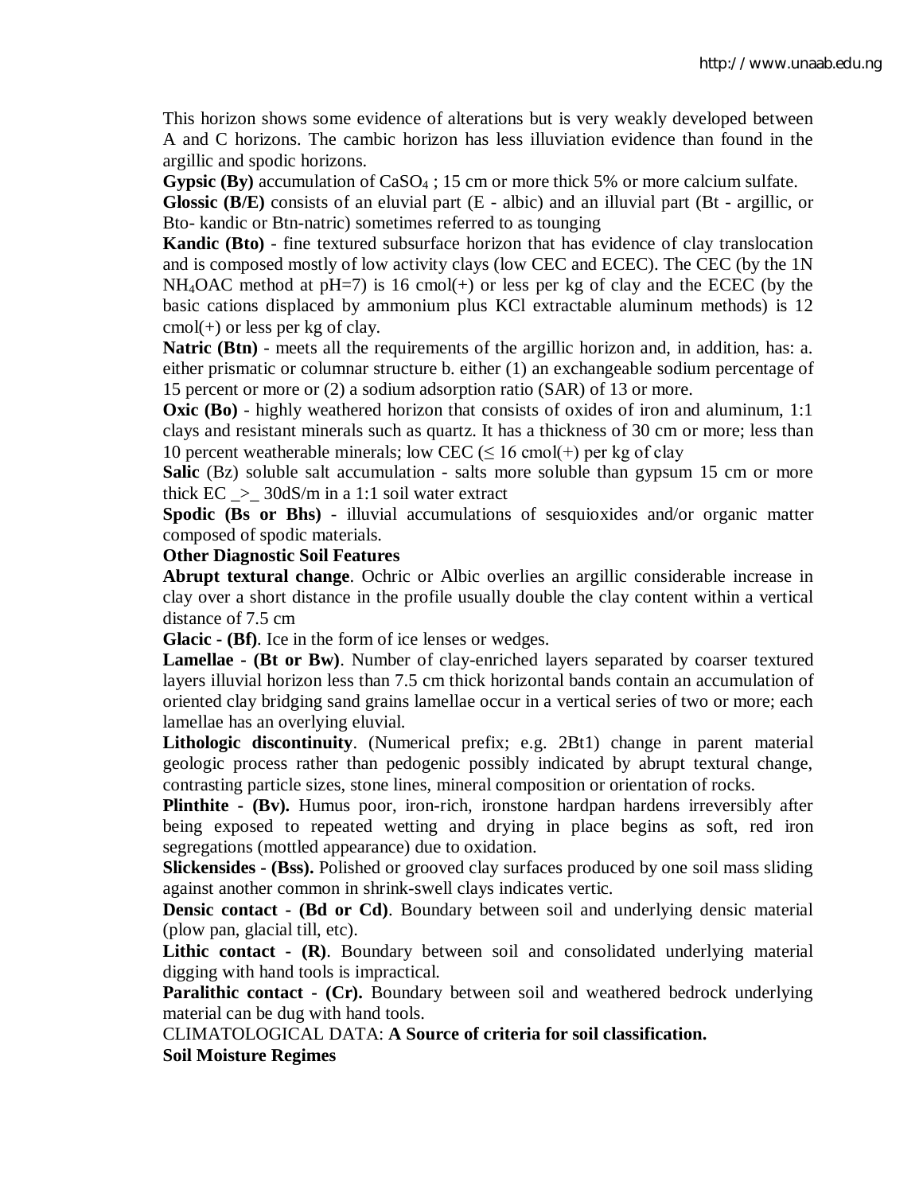This horizon shows some evidence of alterations but is very weakly developed between A and C horizons. The cambic horizon has less illuviation evidence than found in the argillic and spodic horizons.

**Gypsic (By)** accumulation of $CaSO_4$ ; 15 cm or more thick 5% or more calcium sulfate.

**Glossic (B/E)** consists of an eluvial part (E - albic) and an illuvial part (Bt - argillic, or Bto- kandic or Btn-natric) sometimes referred to as tounging

**Kandic (Bto)** - fine textured subsurface horizon that has evidence of clay translocation and is composed mostly of low activity clays (low CEC and ECEC). The CEC (by the 1N $NH_4OAC$ method at pH=7) is 16 cmol(+) or less per kg of clay and the ECEC (by the basic cations displaced by ammonium plus KCl extractable aluminum methods) is 12 cmol(+) or less per kg of clay.

**Natric (Btn)** - meets all the requirements of the argillic horizon and, in addition, has: a. either prismatic or columnar structure b. either (1) an exchangeable sodium percentage of 15 percent or more or (2) a sodium adsorption ratio (SAR) of 13 or more.

**Oxic (Bo)** - highly weathered horizon that consists of oxides of iron and aluminum, 1:1 clays and resistant minerals such as quartz. It has a thickness of 30 cm or more; less than 10 percent weatherable minerals; low CEC ($\leq$ 16 cmol(+) per kg of clay

**Salic** (Bz) soluble salt accumulation - salts more soluble than gypsum 15 cm or more thick EC _>_ 30dS/m in a 1:1 soil water extract

**Spodic (Bs or Bhs)** - illuvial accumulations of sesquioxides and/or organic matter composed of spodic materials.

**Other Diagnostic Soil Features**

**Abrupt textural change**. Ochric or Albic overlies an argillic considerable increase in clay over a short distance in the profile usually double the clay content within a vertical distance of 7.5 cm

**Glacic - (Bf)**. Ice in the form of ice lenses or wedges.

**Lamellae - (Bt or Bw)**. Number of clay-enriched layers separated by coarser textured layers illuvial horizon less than 7.5 cm thick horizontal bands contain an accumulation of oriented clay bridging sand grains lamellae occur in a vertical series of two or more; each lamellae has an overlying eluvial.

**Lithologic discontinuity**. (Numerical prefix; e.g. 2Bt1) change in parent material geologic process rather than pedogenic possibly indicated by abrupt textural change, contrasting particle sizes, stone lines, mineral composition or orientation of rocks.

**Plinthite - (Bv).** Humus poor, iron-rich, ironstone hardpan hardens irreversibly after being exposed to repeated wetting and drying in place begins as soft, red iron segregations (mottled appearance) due to oxidation.

**Slickensides - (Bss).** Polished or grooved clay surfaces produced by one soil mass sliding against another common in shrink-swell clays indicates vertic.

**Densic contact - (Bd or Cd)**. Boundary between soil and underlying densic material (plow pan, glacial till, etc).

**Lithic contact - (R)**. Boundary between soil and consolidated underlying material digging with hand tools is impractical.

**Paralithic contact - (Cr).** Boundary between soil and weathered bedrock underlying material can be dug with hand tools.

CLIMATOLOGICAL DATA: **A Source of criteria for soil classification.**

**Soil Moisture Regimes**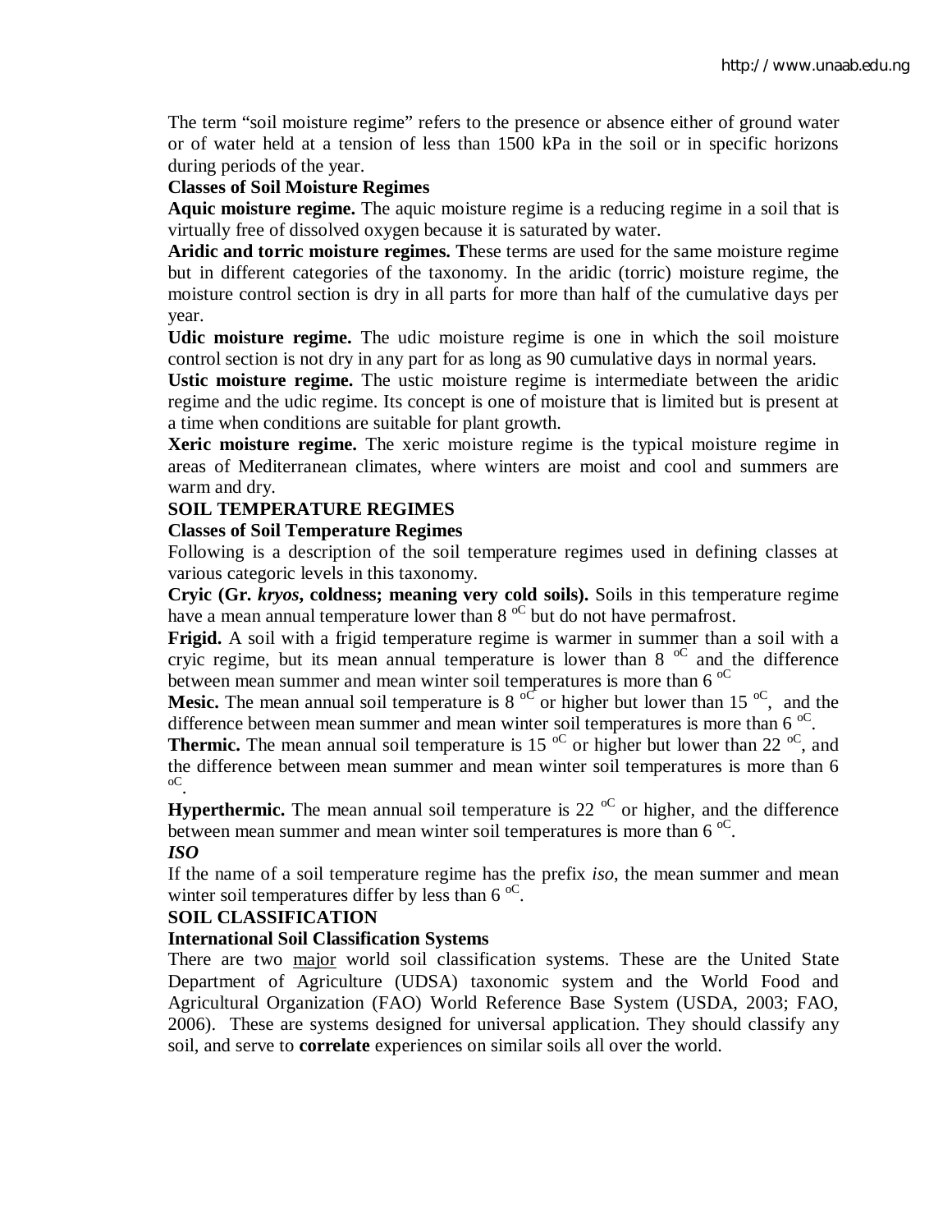The term "soil moisture regime" refers to the presence or absence either of ground water or of water held at a tension of less than 1500 kPa in the soil or in specific horizons during periods of the year.

**Classes of Soil Moisture Regimes**

**Aquic moisture regime.** The aquic moisture regime is a reducing regime in a soil that is virtually free of dissolved oxygen because it is saturated by water.

**Aridic and torric moisture regimes. T**hese terms are used for the same moisture regime but in different categories of the taxonomy. In the aridic (torric) moisture regime, the moisture control section is dry in all parts for more than half of the cumulative days per year.

**Udic moisture regime.** The udic moisture regime is one in which the soil moisture control section is not dry in any part for as long as 90 cumulative days in normal years.

**Ustic moisture regime.** The ustic moisture regime is intermediate between the aridic regime and the udic regime. Its concept is one of moisture that is limited but is present at a time when conditions are suitable for plant growth.

**Xeric moisture regime.** The xeric moisture regime is the typical moisture regime in areas of Mediterranean climates, where winters are moist and cool and summers are warm and dry.

**SOIL TEMPERATURE REGIMES**

**Classes of Soil Temperature Regimes**

Following is a description of the soil temperature regimes used in defining classes at various categoric levels in this taxonomy.

**Cryic (Gr. *kryos*, coldness; meaning very cold soils).** Soils in this temperature regime have a mean annual temperature lower than 8 $^{oC}$ but do not have permafrost.

**Frigid.** A soil with a frigid temperature regime is warmer in summer than a soil with a cryic regime, but its mean annual temperature is lower than 8 $^{oC}$ and the difference between mean summer and mean winter soil temperatures is more than 6 $^{oC}$

**Mesic.** The mean annual soil temperature is 8 $^{oC}$ or higher but lower than 15 $^{oC}$, and the difference between mean summer and mean winter soil temperatures is more than 6 $^{oC}$.

**Thermic.** The mean annual soil temperature is 15 $^{oC}$ or higher but lower than 22 $^{oC}$, and the difference between mean summer and mean winter soil temperatures is more than 6 $^{oC}$.

**Hyperthermic.** The mean annual soil temperature is 22 $^{oC}$ or higher, and the difference between mean summer and mean winter soil temperatures is more than 6 $^{oC}$.

***ISO***

If the name of a soil temperature regime has the prefix *iso*, the mean summer and mean winter soil temperatures differ by less than 6 $^{oC}$.

**SOIL CLASSIFICATION**

**International Soil Classification Systems**

There are two major world soil classification systems. These are the United State Department of Agriculture (UDSA) taxonomic system and the World Food and Agricultural Organization (FAO) World Reference Base System (USDA, 2003; FAO, 2006). These are systems designed for universal application. They should classify any soil, and serve to **correlate** experiences on similar soils all over the world.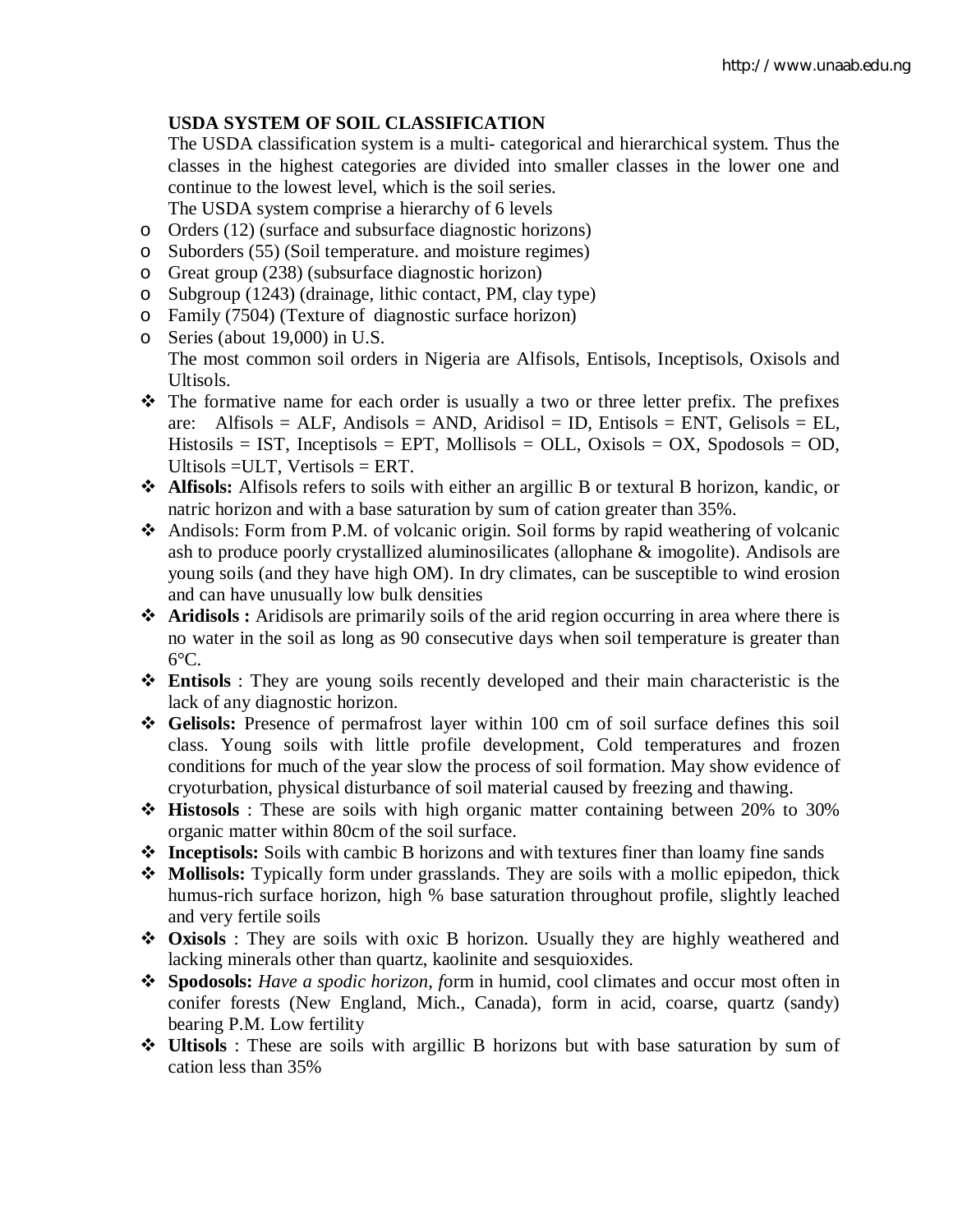**USDA SYSTEM OF SOIL CLASSIFICATION**

The USDA classification system is a multi- categorical and hierarchical system. Thus the classes in the highest categories are divided into smaller classes in the lower one and continue to the lowest level, which is the soil series.

The USDA system comprise a hierarchy of 6 levels

- Orders (12) (surface and subsurface diagnostic horizons)
- Suborders (55) (Soil temperature. and moisture regimes)
- Great group (238) (subsurface diagnostic horizon)
- Subgroup (1243) (drainage, lithic contact, PM, clay type)
- Family (7504) (Texture of diagnostic surface horizon)
- Series (about 19,000) in U.S.

The most common soil orders in Nigeria are Alfisols, Entisols, Inceptisols, Oxisols and Ultisols.

- The formative name for each order is usually a two or three letter prefix. The prefixes are: Alfisols = ALF, Andisols = AND, Aridisol = ID, Entisols = ENT, Gelisols = EL, Histosils = IST, Inceptisols = EPT, Mollisols = OLL, Oxisols = OX, Spodosols = OD, Ultisols =ULT, Vertisols = ERT.
- **Alfisols:** Alfisols refers to soils with either an argillic B or textural B horizon, kandic, or natric horizon and with a base saturation by sum of cation greater than 35%.
- Andisols: Form from P.M. of volcanic origin. Soil forms by rapid weathering of volcanic ash to produce poorly crystallized aluminosilicates (allophane & imogolite). Andisols are young soils (and they have high OM). In dry climates, can be susceptible to wind erosion and can have unusually low bulk densities
- **Aridisols :** Aridisols are primarily soils of the arid region occurring in area where there is no water in the soil as long as 90 consecutive days when soil temperature is greater than 6°C.
- **Entisols** : They are young soils recently developed and their main characteristic is the lack of any diagnostic horizon.
- **Gelisols:** Presence of permafrost layer within 100 cm of soil surface defines this soil class. Young soils with little profile development, Cold temperatures and frozen conditions for much of the year slow the process of soil formation. May show evidence of cryoturbation, physical disturbance of soil material caused by freezing and thawing.
- **Histosols** : These are soils with high organic matter containing between 20% to 30% organic matter within 80cm of the soil surface.
- **Inceptisols:** Soils with cambic B horizons and with textures finer than loamy fine sands
- **Mollisols:** Typically form under grasslands. They are soils with a mollic epipedon, thick humus-rich surface horizon, high % base saturation throughout profile, slightly leached and very fertile soils
- **Oxisols** : They are soils with oxic B horizon. Usually they are highly weathered and lacking minerals other than quartz, kaolinite and sesquioxides.
- **Spodosols:** *Have a spodic horizon, f*orm in humid, cool climates and occur most often in conifer forests (New England, Mich., Canada), form in acid, coarse, quartz (sandy) bearing P.M. Low fertility
- **Ultisols** : These are soils with argillic B horizons but with base saturation by sum of cation less than 35%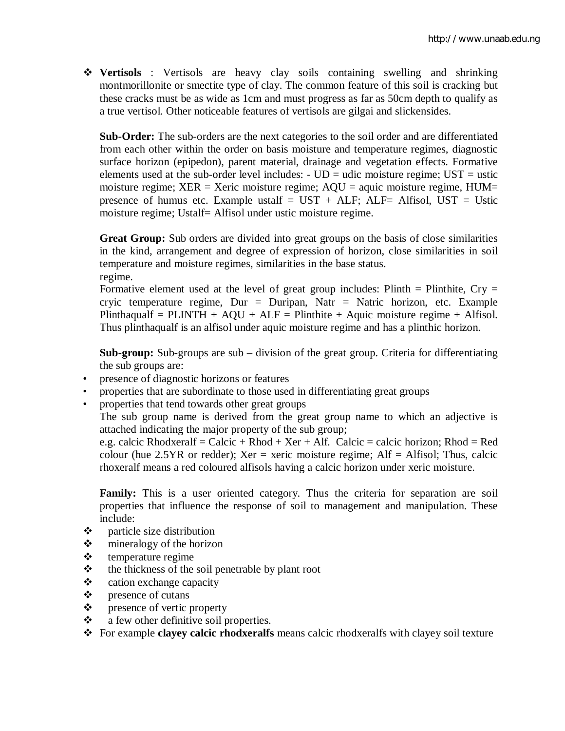- **Vertisols** : Vertisols are heavy clay soils containing swelling and shrinking montmorillonite or smectite type of clay. The common feature of this soil is cracking but these cracks must be as wide as 1cm and must progress as far as 50cm depth to qualify as a true vertisol. Other noticeable features of vertisols are gilgai and slickensides.

  **Sub-Order:** The sub-orders are the next categories to the soil order and are differentiated from each other within the order on basis moisture and temperature regimes, diagnostic surface horizon (epipedon), parent material, drainage and vegetation effects. Formative elements used at the sub-order level includes: - UD = udic moisture regime; UST = ustic moisture regime; XER = Xeric moisture regime; AQU = aquic moisture regime, HUM= presence of humus etc. Example ustalf = UST + ALF; ALF= Alfisol, UST = Ustic moisture regime; Ustalf= Alfisol under ustic moisture regime.

  **Great Group:** Sub orders are divided into great groups on the basis of close similarities in the kind, arrangement and degree of expression of horizon, close similarities in soil temperature and moisture regimes, similarities in the base status.
  regime.
  Formative element used at the level of great group includes: Plinth = Plinthite, Cry = cryic temperature regime, Dur = Duripan, Natr = Natric horizon, etc. Example Plinthaqualf = PLINTH + AQU + ALF = Plinthite + Aquic moisture regime + Alfisol. Thus plinthaqualf is an alfisol under aquic moisture regime and has a plinthic horizon.

  **Sub-group:** Sub-groups are sub – division of the great group. Criteria for differentiating the sub groups are:

- presence of diagnostic horizons or features
- properties that are subordinate to those used in differentiating great groups
- properties that tend towards other great groups

  The sub group name is derived from the great group name to which an adjective is attached indicating the major property of the sub group;
  e.g. calcic Rhodxeralf = Calcic + Rhod + Xer + Alf. Calcic = calcic horizon; Rhod = Red colour (hue 2.5YR or redder); Xer = xeric moisture regime; Alf = Alfisol; Thus, calcic rhoxeralf means a red coloured alfisols having a calcic horizon under xeric moisture.

  **Family:** This is a user oriented category. Thus the criteria for separation are soil properties that influence the response of soil to management and manipulation. These include:

- particle size distribution
- mineralogy of the horizon
- temperature regime
- the thickness of the soil penetrable by plant root
- cation exchange capacity
- presence of cutans
- presence of vertic property
- a few other definitive soil properties.
- For example **clayey calcic rhodxeralfs** means calcic rhodxeralfs with clayey soil texture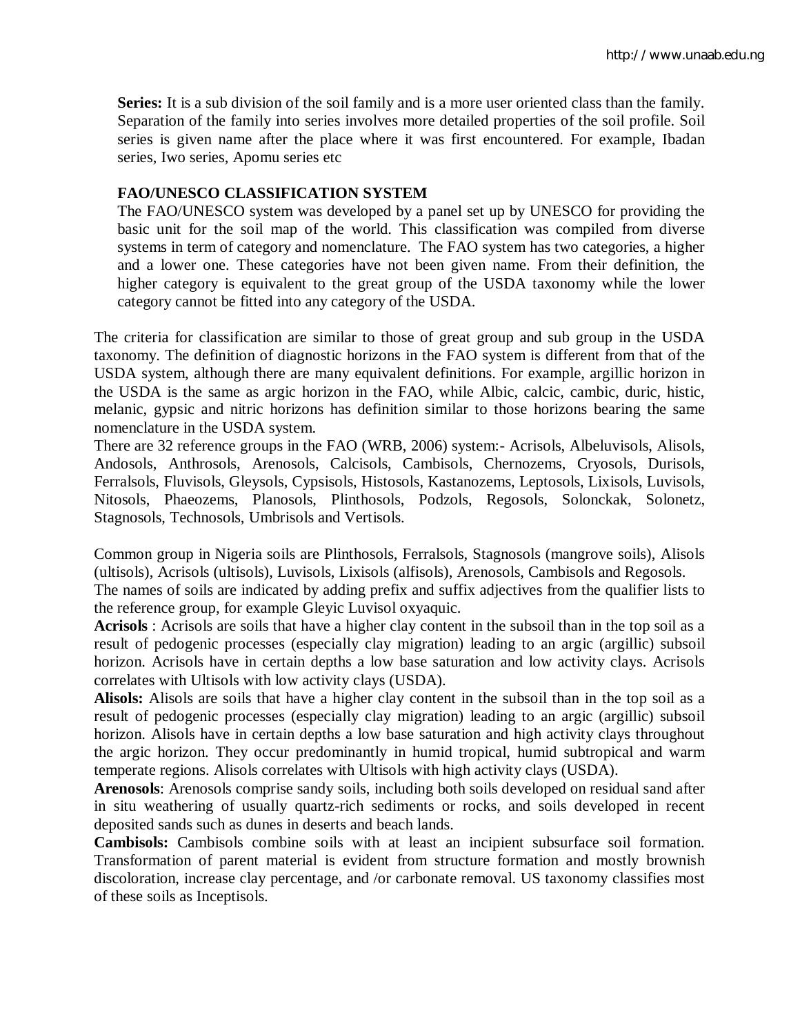**Series:** It is a sub division of the soil family and is a more user oriented class than the family. Separation of the family into series involves more detailed properties of the soil profile. Soil series is given name after the place where it was first encountered. For example, Ibadan series, Iwo series, Apomu series etc

**FAO/UNESCO CLASSIFICATION SYSTEM**

The FAO/UNESCO system was developed by a panel set up by UNESCO for providing the basic unit for the soil map of the world. This classification was compiled from diverse systems in term of category and nomenclature. The FAO system has two categories, a higher and a lower one. These categories have not been given name. From their definition, the higher category is equivalent to the great group of the USDA taxonomy while the lower category cannot be fitted into any category of the USDA.

The criteria for classification are similar to those of great group and sub group in the USDA taxonomy. The definition of diagnostic horizons in the FAO system is different from that of the USDA system, although there are many equivalent definitions. For example, argillic horizon in the USDA is the same as argic horizon in the FAO, while Albic, calcic, cambic, duric, histic, melanic, gypsic and nitric horizons has definition similar to those horizons bearing the same nomenclature in the USDA system.

There are 32 reference groups in the FAO (WRB, 2006) system:- Acrisols, Albeluvisols, Alisols, Andosols, Anthrosols, Arenosols, Calcisols, Cambisols, Chernozems, Cryosols, Durisols, Ferralsols, Fluvisols, Gleysols, Cypsisols, Histosols, Kastanozems, Leptosols, Lixisols, Luvisols, Nitosols, Phaeozems, Planosols, Plinthosols, Podzols, Regosols, Solonckak, Solonetz, Stagnosols, Technosols, Umbrisols and Vertisols.

Common group in Nigeria soils are Plinthosols, Ferralsols, Stagnosols (mangrove soils), Alisols (ultisols), Acrisols (ultisols), Luvisols, Lixisols (alfisols), Arenosols, Cambisols and Regosols.

The names of soils are indicated by adding prefix and suffix adjectives from the qualifier lists to the reference group, for example Gleyic Luvisol oxyaquic.

**Acrisols** : Acrisols are soils that have a higher clay content in the subsoil than in the top soil as a result of pedogenic processes (especially clay migration) leading to an argic (argillic) subsoil horizon. Acrisols have in certain depths a low base saturation and low activity clays. Acrisols correlates with Ultisols with low activity clays (USDA).

**Alisols:** Alisols are soils that have a higher clay content in the subsoil than in the top soil as a result of pedogenic processes (especially clay migration) leading to an argic (argillic) subsoil horizon. Alisols have in certain depths a low base saturation and high activity clays throughout the argic horizon. They occur predominantly in humid tropical, humid subtropical and warm temperate regions. Alisols correlates with Ultisols with high activity clays (USDA).

**Arenosols**: Arenosols comprise sandy soils, including both soils developed on residual sand after in situ weathering of usually quartz-rich sediments or rocks, and soils developed in recent deposited sands such as dunes in deserts and beach lands.

**Cambisols:** Cambisols combine soils with at least an incipient subsurface soil formation. Transformation of parent material is evident from structure formation and mostly brownish discoloration, increase clay percentage, and /or carbonate removal. US taxonomy classifies most of these soils as Inceptisols.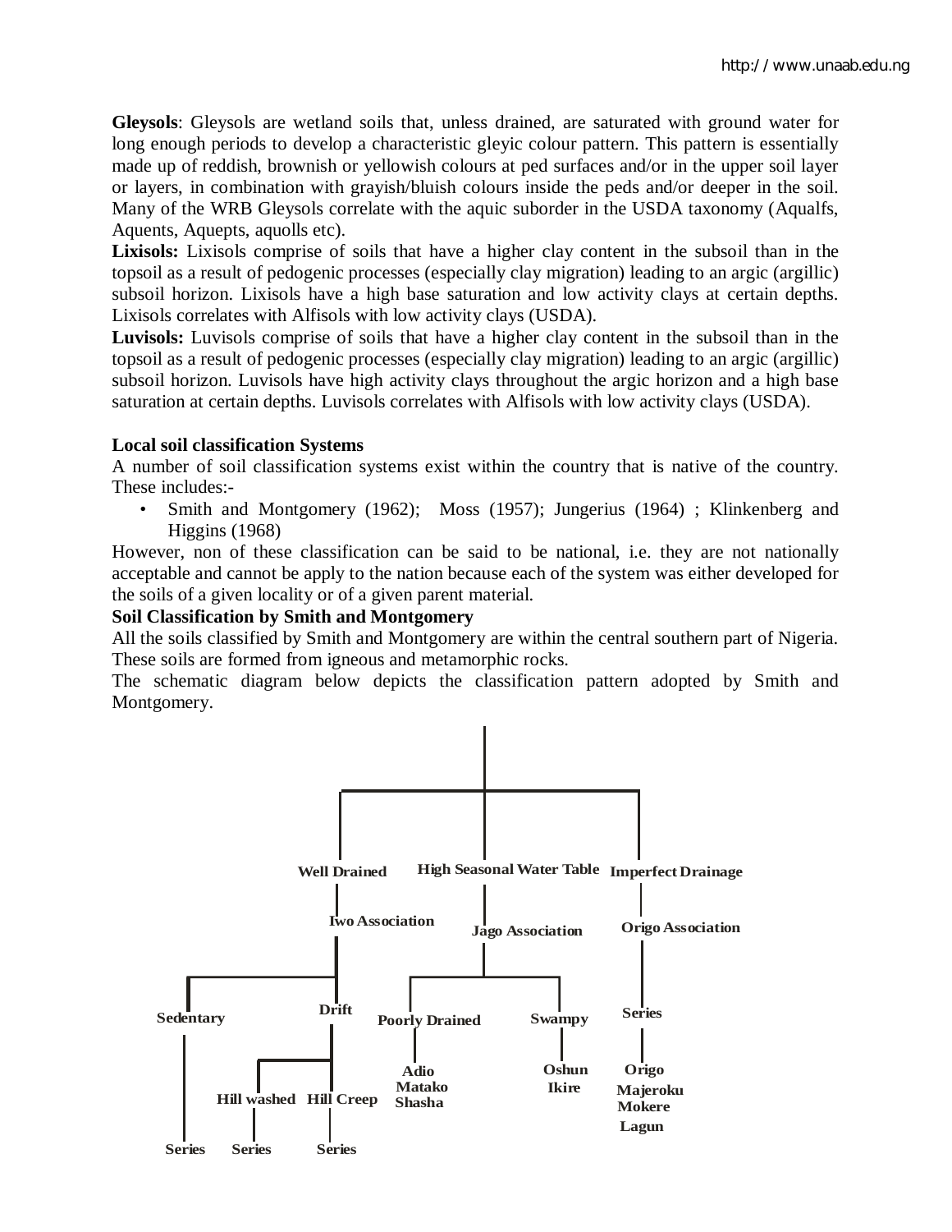**Gleysols**: Gleysols are wetland soils that, unless drained, are saturated with ground water for long enough periods to develop a characteristic gleyic colour pattern. This pattern is essentially made up of reddish, brownish or yellowish colours at ped surfaces and/or in the upper soil layer or layers, in combination with grayish/bluish colours inside the peds and/or deeper in the soil. Many of the WRB Gleysols correlate with the aquic suborder in the USDA taxonomy (Aqualfs, Aquents, Aquepts, aquolls etc).

**Lixisols:** Lixisols comprise of soils that have a higher clay content in the subsoil than in the topsoil as a result of pedogenic processes (especially clay migration) leading to an argic (argillic) subsoil horizon. Lixisols have a high base saturation and low activity clays at certain depths. Lixisols correlates with Alfisols with low activity clays (USDA).

**Luvisols:** Luvisols comprise of soils that have a higher clay content in the subsoil than in the topsoil as a result of pedogenic processes (especially clay migration) leading to an argic (argillic) subsoil horizon. Luvisols have high activity clays throughout the argic horizon and a high base saturation at certain depths. Luvisols correlates with Alfisols with low activity clays (USDA).

**Local soil classification Systems**

A number of soil classification systems exist within the country that is native of the country. These includes:-

- Smith and Montgomery (1962); Moss (1957); Jungerius (1964) ; Klinkenberg and Higgins (1968)

However, non of these classification can be said to be national, i.e. they are not nationally acceptable and cannot be apply to the nation because each of the system was either developed for the soils of a given locality or of a given parent material.

**Soil Classification by Smith and Montgomery**

All the soils classified by Smith and Montgomery are within the central southern part of Nigeria. These soils are formed from igneous and metamorphic rocks.

The schematic diagram below depicts the classification pattern adopted by Smith and Montgomery.

- **Well Drained**
  - **Iwo Association**
    - **Sedentary**
      - **Series**
    - **Drift**
      - **Hill washed**
        - **Series**
      - **Hill Creep**
        - **Series**
- **High Seasonal Water Table**
  - **Jago Association**
    - **Poorly Drained**
      - **Adio**
      - **Matako**
      - **Shasha**
    - **Swampy**
      - **Oshun**
      - **Ikire**
- **Imperfect Drainage**
  - **Origo Association**
    - **Series**
      - **Origo**
      - **Majeroku**
      - **Mokere**
      - **Lagun**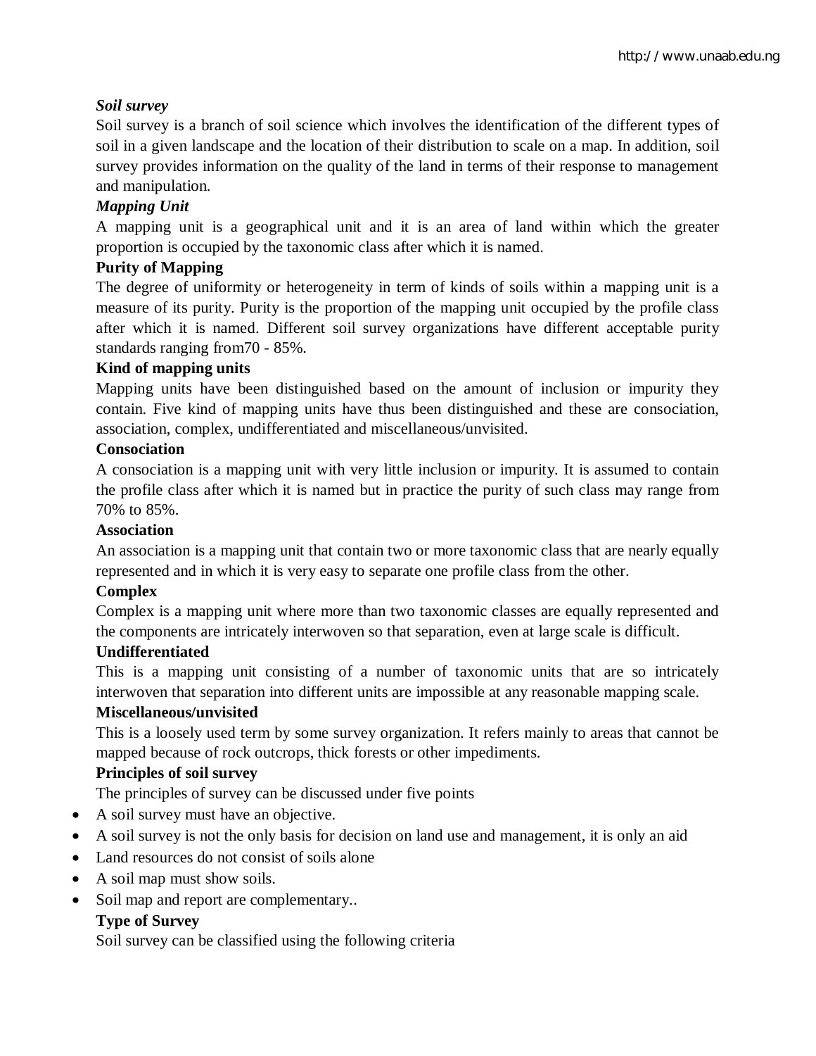***Soil survey***

Soil survey is a branch of soil science which involves the identification of the different types of soil in a given landscape and the location of their distribution to scale on a map. In addition, soil survey provides information on the quality of the land in terms of their response to management and manipulation.

***Mapping Unit***

A mapping unit is a geographical unit and it is an area of land within which the greater proportion is occupied by the taxonomic class after which it is named.

**Purity of Mapping**

The degree of uniformity or heterogeneity in term of kinds of soils within a mapping unit is a measure of its purity. Purity is the proportion of the mapping unit occupied by the profile class after which it is named. Different soil survey organizations have different acceptable purity standards ranging from70 - 85%.

**Kind of mapping units**

Mapping units have been distinguished based on the amount of inclusion or impurity they contain. Five kind of mapping units have thus been distinguished and these are consociation, association, complex, undifferentiated and miscellaneous/unvisited.

**Consociation**

A consociation is a mapping unit with very little inclusion or impurity. It is assumed to contain the profile class after which it is named but in practice the purity of such class may range from 70% to 85%.

**Association**

An association is a mapping unit that contain two or more taxonomic class that are nearly equally represented and in which it is very easy to separate one profile class from the other.

**Complex**

Complex is a mapping unit where more than two taxonomic classes are equally represented and the components are intricately interwoven so that separation, even at large scale is difficult.

**Undifferentiated**

This is a mapping unit consisting of a number of taxonomic units that are so intricately interwoven that separation into different units are impossible at any reasonable mapping scale.

**Miscellaneous/unvisited**

This is a loosely used term by some survey organization. It refers mainly to areas that cannot be mapped because of rock outcrops, thick forests or other impediments.

**Principles of soil survey**

The principles of survey can be discussed under five points

- A soil survey must have an objective.
- A soil survey is not the only basis for decision on land use and management, it is only an aid
- Land resources do not consist of soils alone
- A soil map must show soils.
- Soil map and report are complementary..

**Type of Survey**

Soil survey can be classified using the following criteria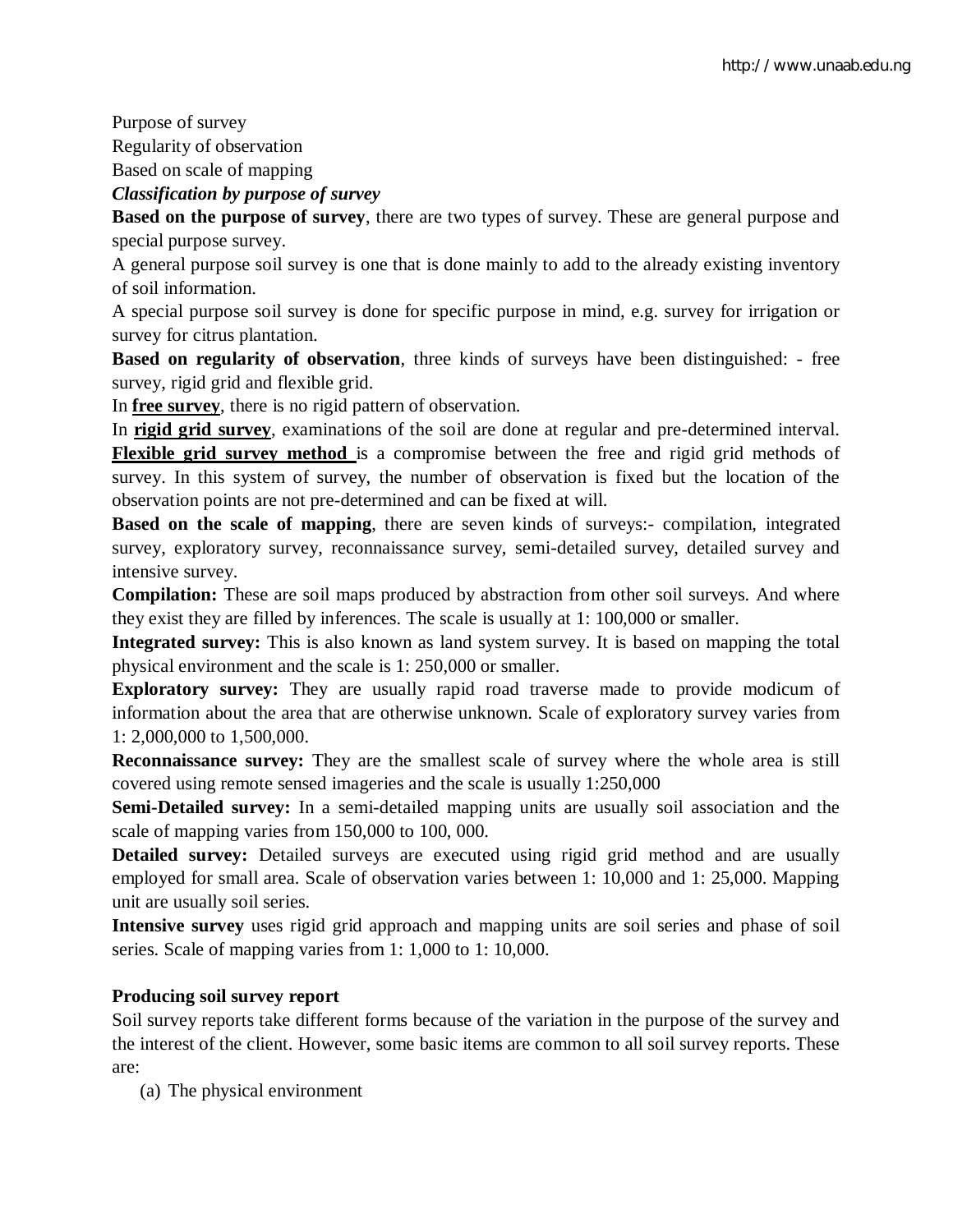Purpose of survey

Regularity of observation

Based on scale of mapping

***Classification by purpose of survey***

**Based on the purpose of survey**, there are two types of survey. These are general purpose and special purpose survey.

A general purpose soil survey is one that is done mainly to add to the already existing inventory of soil information.

A special purpose soil survey is done for specific purpose in mind, e.g. survey for irrigation or survey for citrus plantation.

**Based on regularity of observation**, three kinds of surveys have been distinguished: - free survey, rigid grid and flexible grid.

In **free survey**, there is no rigid pattern of observation.

In **rigid grid survey**, examinations of the soil are done at regular and pre-determined interval. **Flexible grid survey method** is a compromise between the free and rigid grid methods of survey. In this system of survey, the number of observation is fixed but the location of the observation points are not pre-determined and can be fixed at will.

**Based on the scale of mapping**, there are seven kinds of surveys:- compilation, integrated survey, exploratory survey, reconnaissance survey, semi-detailed survey, detailed survey and intensive survey.

**Compilation:** These are soil maps produced by abstraction from other soil surveys. And where they exist they are filled by inferences. The scale is usually at 1: 100,000 or smaller.

**Integrated survey:** This is also known as land system survey. It is based on mapping the total physical environment and the scale is 1: 250,000 or smaller.

**Exploratory survey:** They are usually rapid road traverse made to provide modicum of information about the area that are otherwise unknown. Scale of exploratory survey varies from 1: 2,000,000 to 1,500,000.

**Reconnaissance survey:** They are the smallest scale of survey where the whole area is still covered using remote sensed imageries and the scale is usually 1:250,000

**Semi-Detailed survey:** In a semi-detailed mapping units are usually soil association and the scale of mapping varies from 150,000 to 100, 000.

**Detailed survey:** Detailed surveys are executed using rigid grid method and are usually employed for small area. Scale of observation varies between 1: 10,000 and 1: 25,000. Mapping unit are usually soil series.

**Intensive survey** uses rigid grid approach and mapping units are soil series and phase of soil series. Scale of mapping varies from 1: 1,000 to 1: 10,000.

**Producing soil survey report**

Soil survey reports take different forms because of the variation in the purpose of the survey and the interest of the client. However, some basic items are common to all soil survey reports. These are:

(a) The physical environment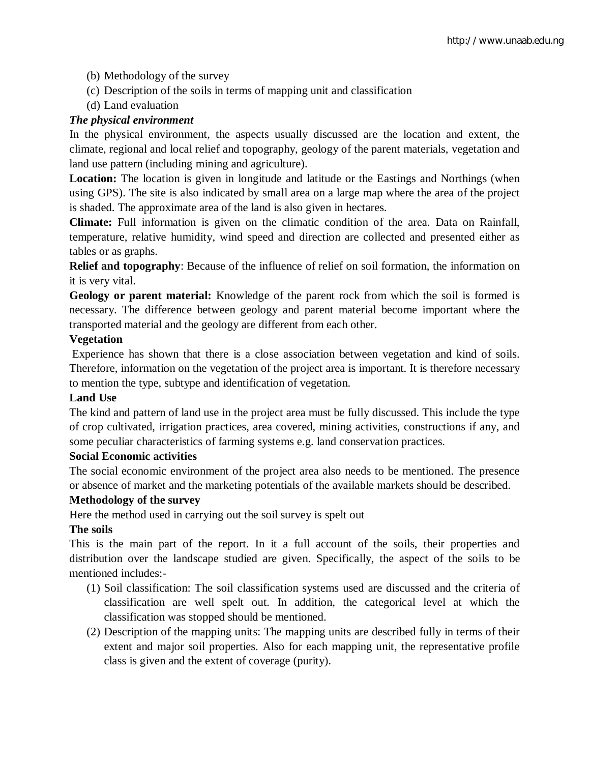(b) Methodology of the survey

(c) Description of the soils in terms of mapping unit and classification

(d) Land evaluation

***The physical environment***

In the physical environment, the aspects usually discussed are the location and extent, the climate, regional and local relief and topography, geology of the parent materials, vegetation and land use pattern (including mining and agriculture).

**Location:** The location is given in longitude and latitude or the Eastings and Northings (when using GPS). The site is also indicated by small area on a large map where the area of the project is shaded. The approximate area of the land is also given in hectares.

**Climate:** Full information is given on the climatic condition of the area. Data on Rainfall, temperature, relative humidity, wind speed and direction are collected and presented either as tables or as graphs.

**Relief and topography**: Because of the influence of relief on soil formation, the information on it is very vital.

**Geology or parent material:** Knowledge of the parent rock from which the soil is formed is necessary. The difference between geology and parent material become important where the transported material and the geology are different from each other.

**Vegetation**

Experience has shown that there is a close association between vegetation and kind of soils. Therefore, information on the vegetation of the project area is important. It is therefore necessary to mention the type, subtype and identification of vegetation.

**Land Use**

The kind and pattern of land use in the project area must be fully discussed. This include the type of crop cultivated, irrigation practices, area covered, mining activities, constructions if any, and some peculiar characteristics of farming systems e.g. land conservation practices.

**Social Economic activities**

The social economic environment of the project area also needs to be mentioned. The presence or absence of market and the marketing potentials of the available markets should be described.

**Methodology of the survey**

Here the method used in carrying out the soil survey is spelt out

**The soils**

This is the main part of the report. In it a full account of the soils, their properties and distribution over the landscape studied are given. Specifically, the aspect of the soils to be mentioned includes:-

(1) Soil classification: The soil classification systems used are discussed and the criteria of classification are well spelt out. In addition, the categorical level at which the classification was stopped should be mentioned.

(2) Description of the mapping units: The mapping units are described fully in terms of their extent and major soil properties. Also for each mapping unit, the representative profile class is given and the extent of coverage (purity).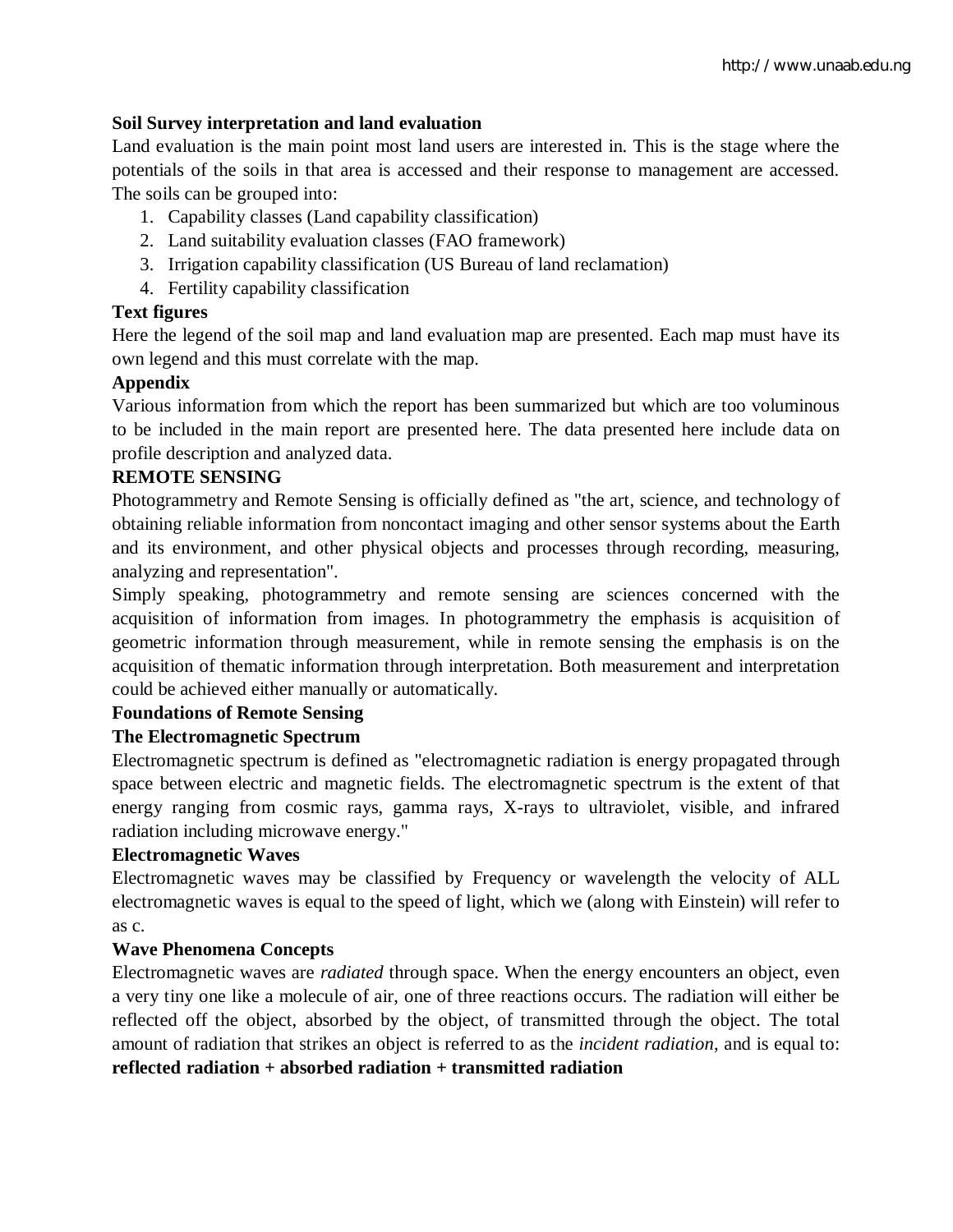**Soil Survey interpretation and land evaluation**

Land evaluation is the main point most land users are interested in. This is the stage where the potentials of the soils in that area is accessed and their response to management are accessed. The soils can be grouped into:

1. Capability classes (Land capability classification)
2. Land suitability evaluation classes (FAO framework)
3. Irrigation capability classification (US Bureau of land reclamation)
4. Fertility capability classification

**Text figures**

Here the legend of the soil map and land evaluation map are presented. Each map must have its own legend and this must correlate with the map.

**Appendix**

Various information from which the report has been summarized but which are too voluminous to be included in the main report are presented here. The data presented here include data on profile description and analyzed data.

**REMOTE SENSING**

Photogrammetry and Remote Sensing is officially defined as "the art, science, and technology of obtaining reliable information from noncontact imaging and other sensor systems about the Earth and its environment, and other physical objects and processes through recording, measuring, analyzing and representation".

Simply speaking, photogrammetry and remote sensing are sciences concerned with the acquisition of information from images. In photogrammetry the emphasis is acquisition of geometric information through measurement, while in remote sensing the emphasis is on the acquisition of thematic information through interpretation. Both measurement and interpretation could be achieved either manually or automatically.

**Foundations of Remote Sensing**

**The Electromagnetic Spectrum**

Electromagnetic spectrum is defined as "electromagnetic radiation is energy propagated through space between electric and magnetic fields. The electromagnetic spectrum is the extent of that energy ranging from cosmic rays, gamma rays, X-rays to ultraviolet, visible, and infrared radiation including microwave energy."

**Electromagnetic Waves**

Electromagnetic waves may be classified by Frequency or wavelength the velocity of ALL electromagnetic waves is equal to the speed of light, which we (along with Einstein) will refer to as c.

**Wave Phenomena Concepts**

Electromagnetic waves are *radiated* through space. When the energy encounters an object, even a very tiny one like a molecule of air, one of three reactions occurs. The radiation will either be reflected off the object, absorbed by the object, of transmitted through the object. The total amount of radiation that strikes an object is referred to as the *incident radiation*, and is equal to:

**reflected radiation + absorbed radiation + transmitted radiation**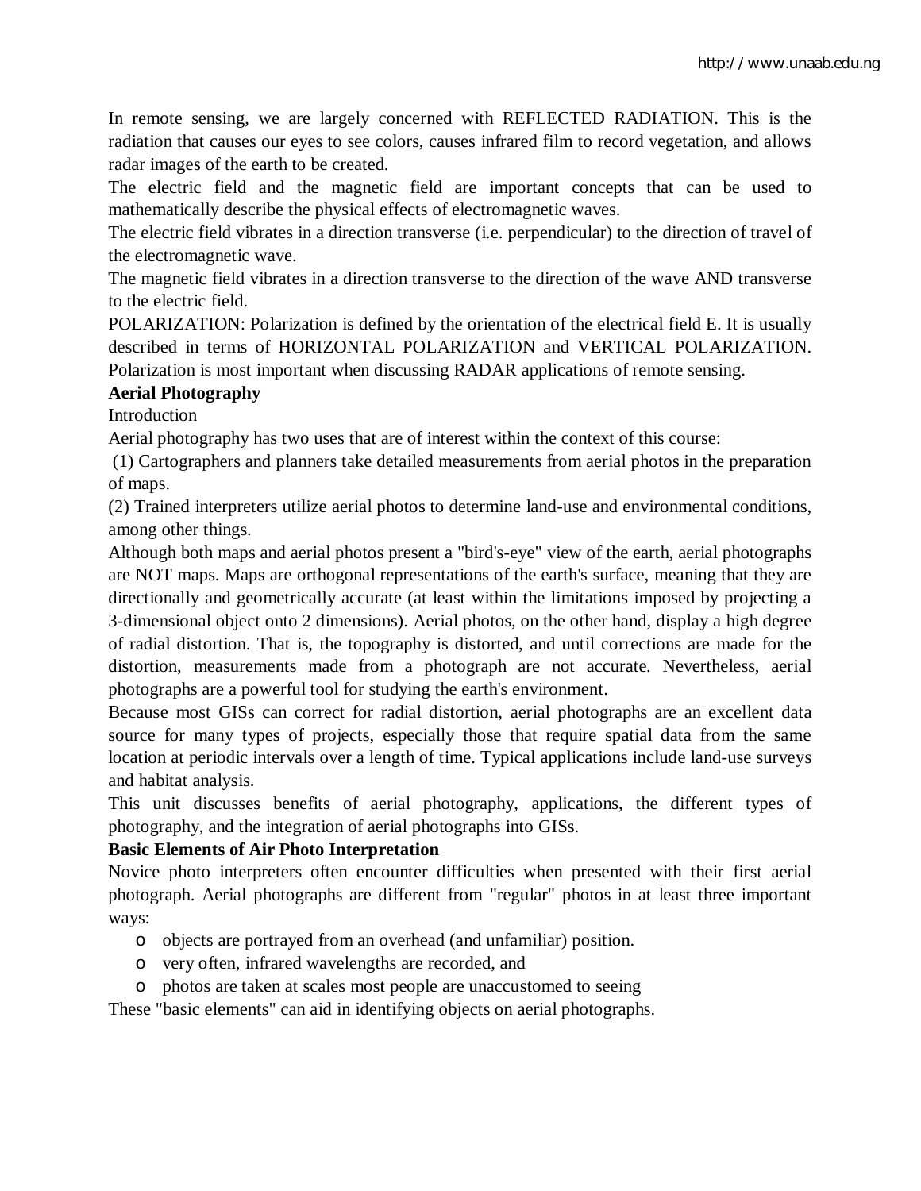In remote sensing, we are largely concerned with REFLECTED RADIATION. This is the radiation that causes our eyes to see colors, causes infrared film to record vegetation, and allows radar images of the earth to be created.

The electric field and the magnetic field are important concepts that can be used to mathematically describe the physical effects of electromagnetic waves.

The electric field vibrates in a direction transverse (i.e. perpendicular) to the direction of travel of the electromagnetic wave.

The magnetic field vibrates in a direction transverse to the direction of the wave AND transverse to the electric field.

POLARIZATION: Polarization is defined by the orientation of the electrical field E. It is usually described in terms of HORIZONTAL POLARIZATION and VERTICAL POLARIZATION. Polarization is most important when discussing RADAR applications of remote sensing.

**Aerial Photography**

Introduction

Aerial photography has two uses that are of interest within the context of this course:

(1) Cartographers and planners take detailed measurements from aerial photos in the preparation of maps.

(2) Trained interpreters utilize aerial photos to determine land-use and environmental conditions, among other things.

Although both maps and aerial photos present a "bird's-eye" view of the earth, aerial photographs are NOT maps. Maps are orthogonal representations of the earth's surface, meaning that they are directionally and geometrically accurate (at least within the limitations imposed by projecting a 3-dimensional object onto 2 dimensions). Aerial photos, on the other hand, display a high degree of radial distortion. That is, the topography is distorted, and until corrections are made for the distortion, measurements made from a photograph are not accurate. Nevertheless, aerial photographs are a powerful tool for studying the earth's environment.

Because most GISs can correct for radial distortion, aerial photographs are an excellent data source for many types of projects, especially those that require spatial data from the same location at periodic intervals over a length of time. Typical applications include land-use surveys and habitat analysis.

This unit discusses benefits of aerial photography, applications, the different types of photography, and the integration of aerial photographs into GISs.

**Basic Elements of Air Photo Interpretation**

Novice photo interpreters often encounter difficulties when presented with their first aerial photograph. Aerial photographs are different from "regular" photos in at least three important ways:

- objects are portrayed from an overhead (and unfamiliar) position.
- very often, infrared wavelengths are recorded, and
- photos are taken at scales most people are unaccustomed to seeing

These "basic elements" can aid in identifying objects on aerial photographs.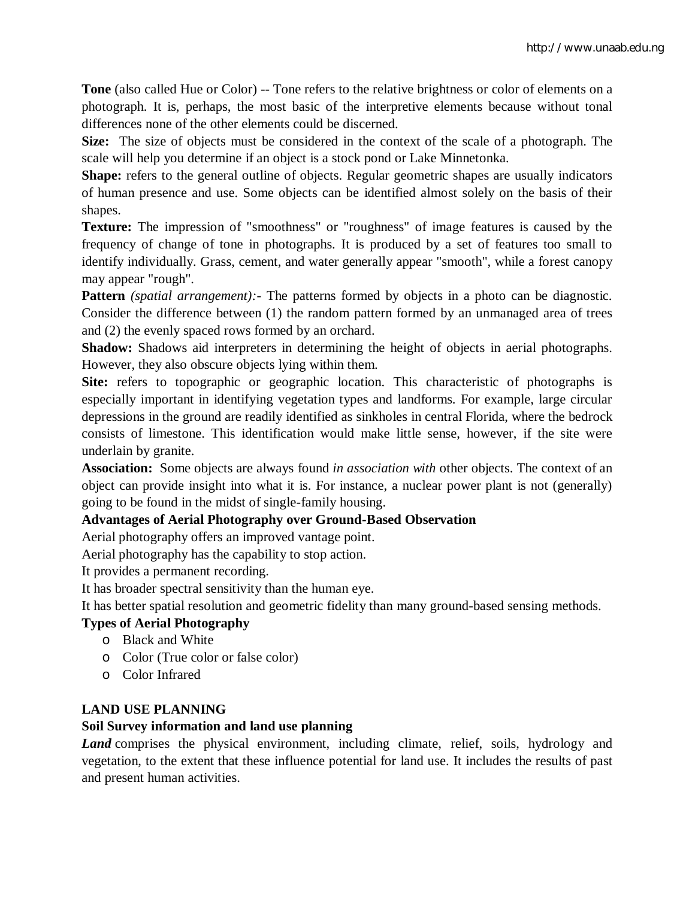**Tone** (also called Hue or Color) -- Tone refers to the relative brightness or color of elements on a photograph. It is, perhaps, the most basic of the interpretive elements because without tonal differences none of the other elements could be discerned.

**Size:** The size of objects must be considered in the context of the scale of a photograph. The scale will help you determine if an object is a stock pond or Lake Minnetonka.

**Shape:** refers to the general outline of objects. Regular geometric shapes are usually indicators of human presence and use. Some objects can be identified almost solely on the basis of their shapes.

**Texture:** The impression of "smoothness" or "roughness" of image features is caused by the frequency of change of tone in photographs. It is produced by a set of features too small to identify individually. Grass, cement, and water generally appear "smooth", while a forest canopy may appear "rough".

**Pattern** *(spatial arrangement):-* The patterns formed by objects in a photo can be diagnostic. Consider the difference between (1) the random pattern formed by an unmanaged area of trees and (2) the evenly spaced rows formed by an orchard.

**Shadow:** Shadows aid interpreters in determining the height of objects in aerial photographs. However, they also obscure objects lying within them.

**Site:** refers to topographic or geographic location. This characteristic of photographs is especially important in identifying vegetation types and landforms. For example, large circular depressions in the ground are readily identified as sinkholes in central Florida, where the bedrock consists of limestone. This identification would make little sense, however, if the site were underlain by granite.

**Association:** Some objects are always found *in association with* other objects. The context of an object can provide insight into what it is. For instance, a nuclear power plant is not (generally) going to be found in the midst of single-family housing.

**Advantages of Aerial Photography over Ground-Based Observation**

Aerial photography offers an improved vantage point.

Aerial photography has the capability to stop action.

It provides a permanent recording.

It has broader spectral sensitivity than the human eye.

It has better spatial resolution and geometric fidelity than many ground-based sensing methods.

**Types of Aerial Photography**

- Black and White
- Color (True color or false color)
- Color Infrared

## LAND USE PLANNING

### Soil Survey information and land use planning

***Land*** comprises the physical environment, including climate, relief, soils, hydrology and vegetation, to the extent that these influence potential for land use. It includes the results of past and present human activities.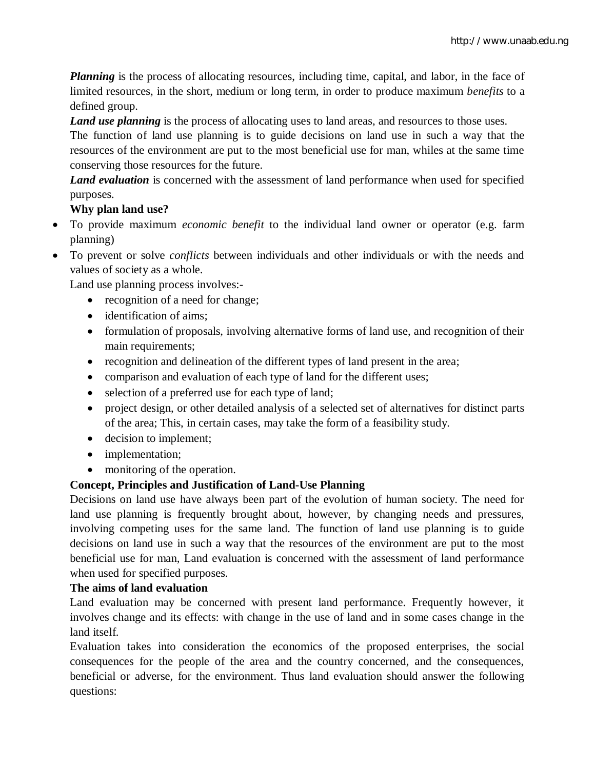***Planning*** is the process of allocating resources, including time, capital, and labor, in the face of limited resources, in the short, medium or long term, in order to produce maximum *benefits* to a defined group.

***Land use planning*** is the process of allocating uses to land areas, and resources to those uses.

The function of land use planning is to guide decisions on land use in such a way that the resources of the environment are put to the most beneficial use for man, whiles at the same time conserving those resources for the future.

***Land evaluation*** is concerned with the assessment of land performance when used for specified purposes.

**Why plan land use?**

- To provide maximum *economic benefit* to the individual land owner or operator (e.g. farm planning)
- To prevent or solve *conflicts* between individuals and other individuals or with the needs and values of society as a whole.

Land use planning process involves:-

- recognition of a need for change;
- identification of aims;
- formulation of proposals, involving alternative forms of land use, and recognition of their main requirements;
- recognition and delineation of the different types of land present in the area;
- comparison and evaluation of each type of land for the different uses;
- selection of a preferred use for each type of land;
- project design, or other detailed analysis of a selected set of alternatives for distinct parts of the area; This, in certain cases, may take the form of a feasibility study.
- decision to implement;
- implementation;
- monitoring of the operation.

**Concept, Principles and Justification of Land-Use Planning**

Decisions on land use have always been part of the evolution of human society. The need for land use planning is frequently brought about, however, by changing needs and pressures, involving competing uses for the same land. The function of land use planning is to guide decisions on land use in such a way that the resources of the environment are put to the most beneficial use for man, Land evaluation is concerned with the assessment of land performance when used for specified purposes.

**The aims of land evaluation**

Land evaluation may be concerned with present land performance. Frequently however, it involves change and its effects: with change in the use of land and in some cases change in the land itself.

Evaluation takes into consideration the economics of the proposed enterprises, the social consequences for the people of the area and the country concerned, and the consequences, beneficial or adverse, for the environment. Thus land evaluation should answer the following questions: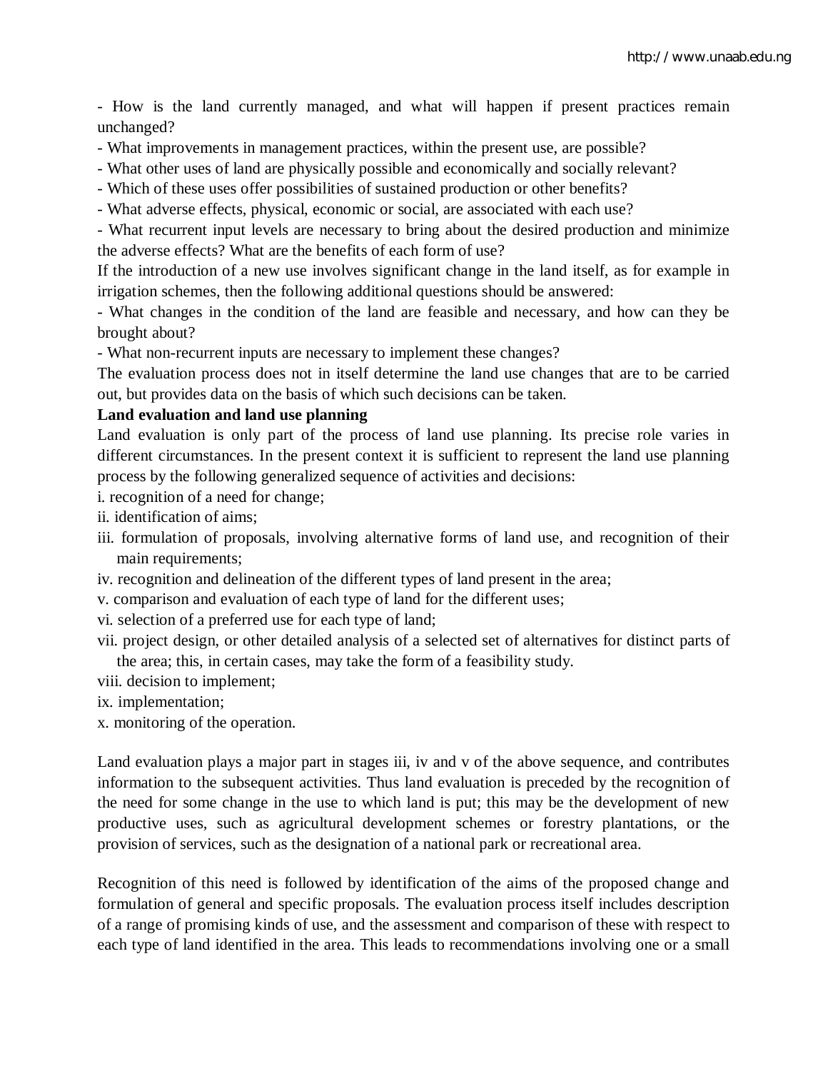- How is the land currently managed, and what will happen if present practices remain unchanged?

- What improvements in management practices, within the present use, are possible?

- What other uses of land are physically possible and economically and socially relevant?

- Which of these uses offer possibilities of sustained production or other benefits?

- What adverse effects, physical, economic or social, are associated with each use?

- What recurrent input levels are necessary to bring about the desired production and minimize the adverse effects? What are the benefits of each form of use?

If the introduction of a new use involves significant change in the land itself, as for example in irrigation schemes, then the following additional questions should be answered:

- What changes in the condition of the land are feasible and necessary, and how can they be brought about?

- What non-recurrent inputs are necessary to implement these changes?

The evaluation process does not in itself determine the land use changes that are to be carried out, but provides data on the basis of which such decisions can be taken.

**Land evaluation and land use planning**

Land evaluation is only part of the process of land use planning. Its precise role varies in different circumstances. In the present context it is sufficient to represent the land use planning process by the following generalized sequence of activities and decisions:

i. recognition of a need for change;

ii. identification of aims;

iii. formulation of proposals, involving alternative forms of land use, and recognition of their main requirements;

iv. recognition and delineation of the different types of land present in the area;

v. comparison and evaluation of each type of land for the different uses;

vi. selection of a preferred use for each type of land;

vii. project design, or other detailed analysis of a selected set of alternatives for distinct parts of the area; this, in certain cases, may take the form of a feasibility study.

viii. decision to implement;

ix. implementation;

x. monitoring of the operation.

Land evaluation plays a major part in stages iii, iv and v of the above sequence, and contributes information to the subsequent activities. Thus land evaluation is preceded by the recognition of the need for some change in the use to which land is put; this may be the development of new productive uses, such as agricultural development schemes or forestry plantations, or the provision of services, such as the designation of a national park or recreational area.

Recognition of this need is followed by identification of the aims of the proposed change and formulation of general and specific proposals. The evaluation process itself includes description of a range of promising kinds of use, and the assessment and comparison of these with respect to each type of land identified in the area. This leads to recommendations involving one or a small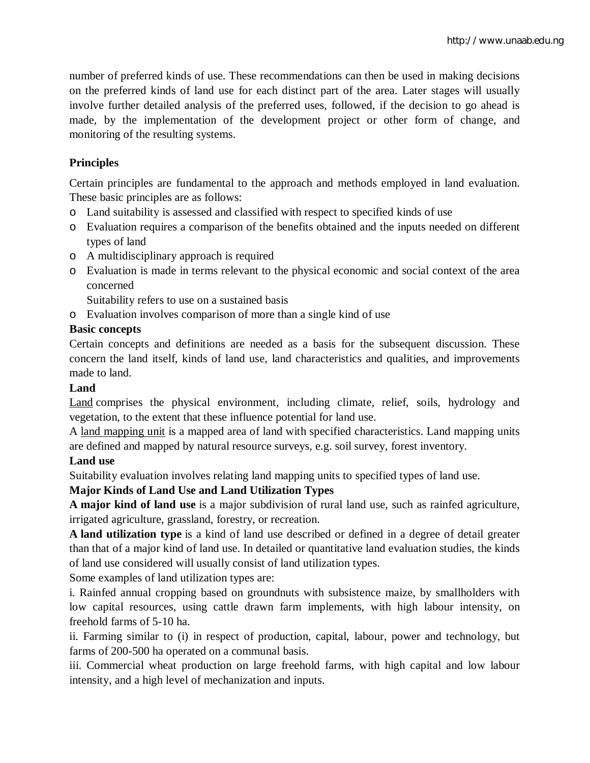number of preferred kinds of use. These recommendations can then be used in making decisions on the preferred kinds of land use for each distinct part of the area. Later stages will usually involve further detailed analysis of the preferred uses, followed, if the decision to go ahead is made, by the implementation of the development project or other form of change, and monitoring of the resulting systems.

**Principles**

Certain principles are fundamental to the approach and methods employed in land evaluation. These basic principles are as follows:

- Land suitability is assessed and classified with respect to specified kinds of use
- Evaluation requires a comparison of the benefits obtained and the inputs needed on different types of land
- A multidisciplinary approach is required
- Evaluation is made in terms relevant to the physical economic and social context of the area concerned

  Suitability refers to use on a sustained basis
- Evaluation involves comparison of more than a single kind of use

**Basic concepts**

Certain concepts and definitions are needed as a basis for the subsequent discussion. These concern the land itself, kinds of land use, land characteristics and qualities, and improvements made to land.

**Land**

Land comprises the physical environment, including climate, relief, soils, hydrology and vegetation, to the extent that these influence potential for land use.

A land mapping unit is a mapped area of land with specified characteristics. Land mapping units are defined and mapped by natural resource surveys, e.g. soil survey, forest inventory.

**Land use**

Suitability evaluation involves relating land mapping units to specified types of land use.

**Major Kinds of Land Use and Land Utilization Types**

**A major kind of land use** is a major subdivision of rural land use, such as rainfed agriculture, irrigated agriculture, grassland, forestry, or recreation.

**A land utilization type** is a kind of land use described or defined in a degree of detail greater than that of a major kind of land use. In detailed or quantitative land evaluation studies, the kinds of land use considered will usually consist of land utilization types.

Some examples of land utilization types are:

i. Rainfed annual cropping based on groundnuts with subsistence maize, by smallholders with low capital resources, using cattle drawn farm implements, with high labour intensity, on freehold farms of 5-10 ha.

ii. Farming similar to (i) in respect of production, capital, labour, power and technology, but farms of 200-500 ha operated on a communal basis.

iii. Commercial wheat production on large freehold farms, with high capital and low labour intensity, and a high level of mechanization and inputs.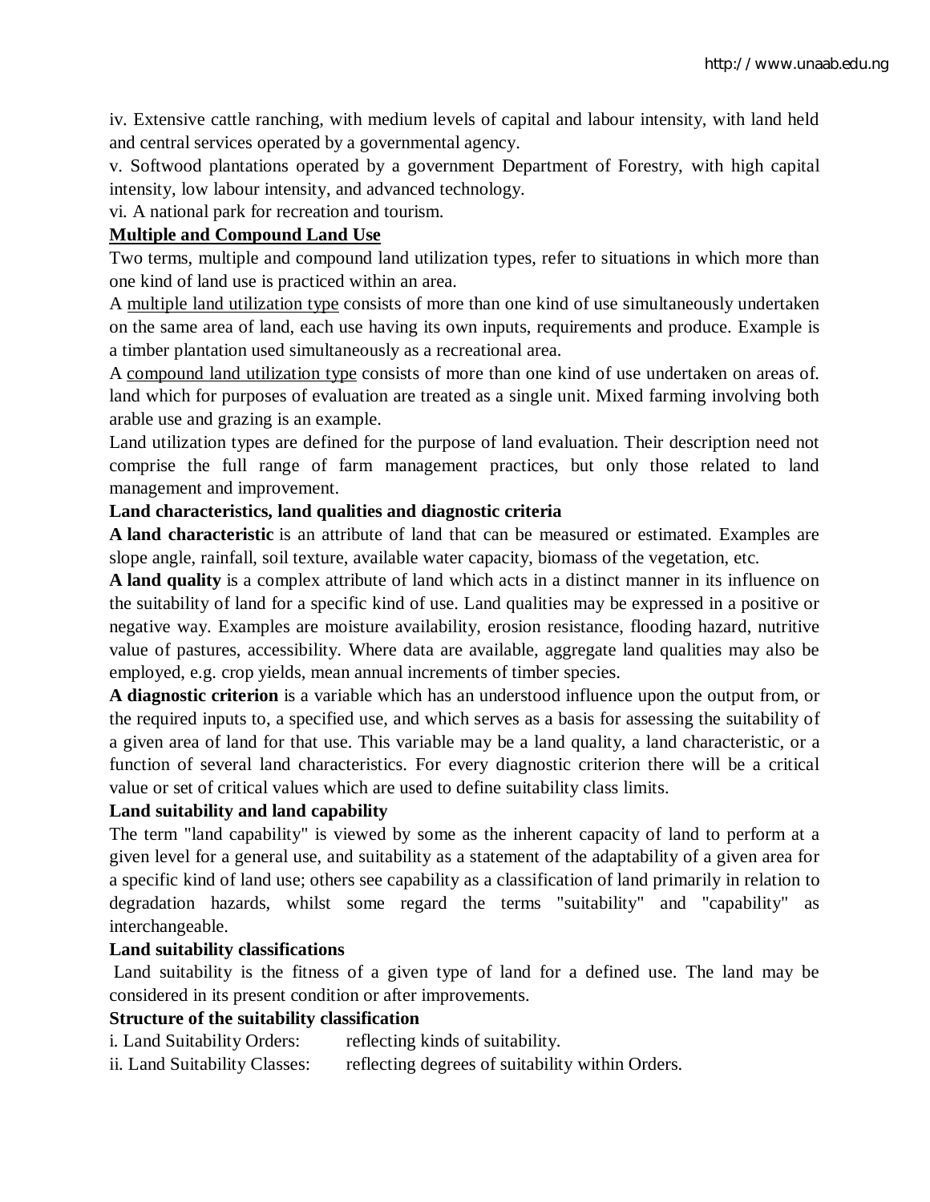iv. Extensive cattle ranching, with medium levels of capital and labour intensity, with land held and central services operated by a governmental agency.

v. Softwood plantations operated by a government Department of Forestry, with high capital intensity, low labour intensity, and advanced technology.

vi. A national park for recreation and tourism.

## Multiple and Compound Land Use

Two terms, multiple and compound land utilization types, refer to situations in which more than one kind of land use is practiced within an area.

A multiple land utilization type consists of more than one kind of use simultaneously undertaken on the same area of land, each use having its own inputs, requirements and produce. Example is a timber plantation used simultaneously as a recreational area.

A compound land utilization type consists of more than one kind of use undertaken on areas of. land which for purposes of evaluation are treated as a single unit. Mixed farming involving both arable use and grazing is an example.

Land utilization types are defined for the purpose of land evaluation. Their description need not comprise the full range of farm management practices, but only those related to land management and improvement.

## Land characteristics, land qualities and diagnostic criteria

**A land characteristic** is an attribute of land that can be measured or estimated. Examples are slope angle, rainfall, soil texture, available water capacity, biomass of the vegetation, etc.

**A land quality** is a complex attribute of land which acts in a distinct manner in its influence on the suitability of land for a specific kind of use. Land qualities may be expressed in a positive or negative way. Examples are moisture availability, erosion resistance, flooding hazard, nutritive value of pastures, accessibility. Where data are available, aggregate land qualities may also be employed, e.g. crop yields, mean annual increments of timber species.

**A diagnostic criterion** is a variable which has an understood influence upon the output from, or the required inputs to, a specified use, and which serves as a basis for assessing the suitability of a given area of land for that use. This variable may be a land quality, a land characteristic, or a function of several land characteristics. For every diagnostic criterion there will be a critical value or set of critical values which are used to define suitability class limits.

## Land suitability and land capability

The term "land capability" is viewed by some as the inherent capacity of land to perform at a given level for a general use, and suitability as a statement of the adaptability of a given area for a specific kind of land use; others see capability as a classification of land primarily in relation to degradation hazards, whilst some regard the terms "suitability" and "capability" as interchangeable.

## Land suitability classifications

Land suitability is the fitness of a given type of land for a defined use. The land may be considered in its present condition or after improvements.

## Structure of the suitability classification

i. Land Suitability Orders: reflecting kinds of suitability.

ii. Land Suitability Classes: reflecting degrees of suitability within Orders.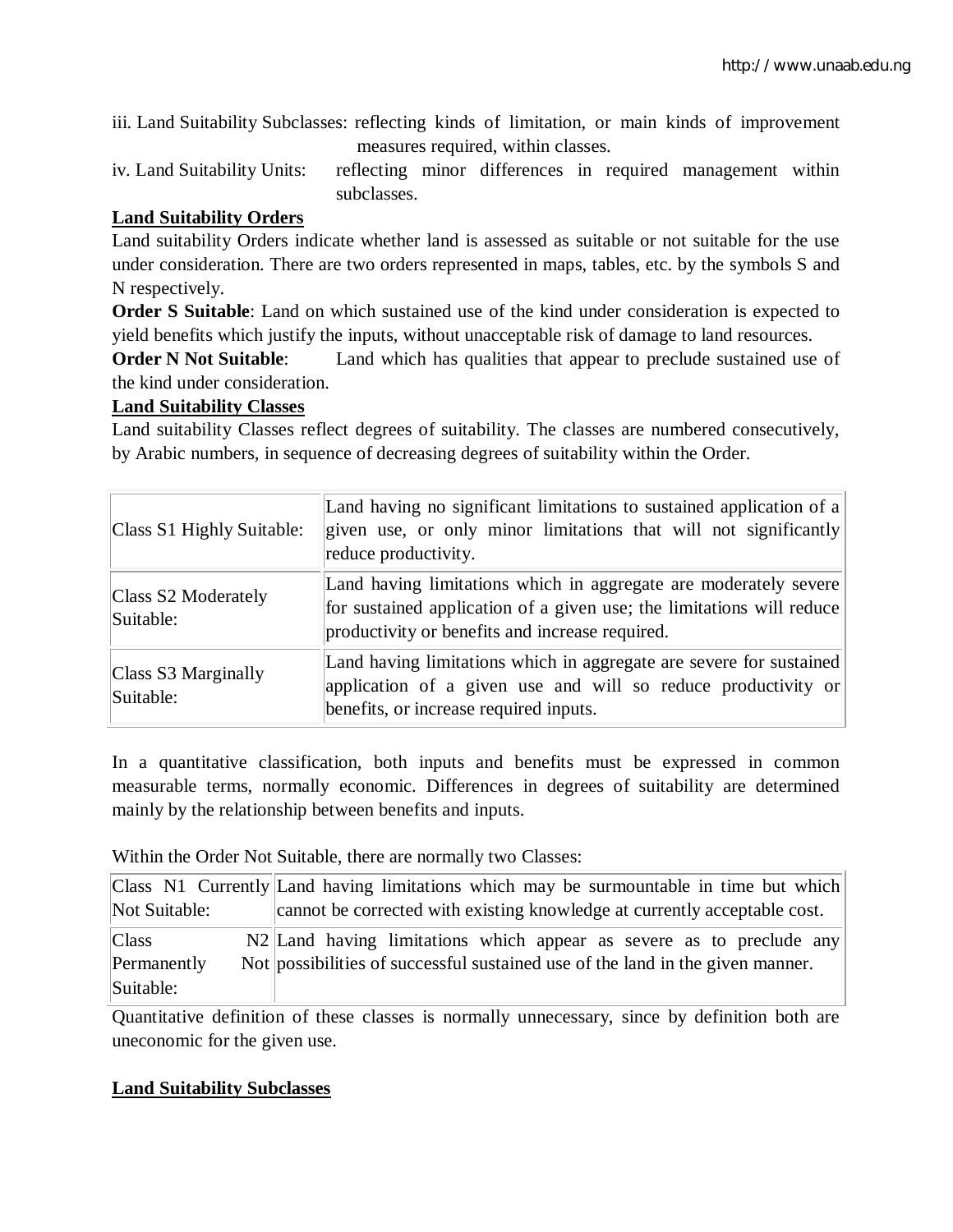iii. Land Suitability Subclasses: reflecting kinds of limitation, or main kinds of improvement measures required, within classes.

iv. Land Suitability Units: reflecting minor differences in required management within subclasses.

**Land Suitability Orders**

Land suitability Orders indicate whether land is assessed as suitable or not suitable for the use under consideration. There are two orders represented in maps, tables, etc. by the symbols S and N respectively.

**Order S Suitable**: Land on which sustained use of the kind under consideration is expected to yield benefits which justify the inputs, without unacceptable risk of damage to land resources.

**Order N Not Suitable**: Land which has qualities that appear to preclude sustained use of the kind under consideration.

**Land Suitability Classes**

Land suitability Classes reflect degrees of suitability. The classes are numbered consecutively, by Arabic numbers, in sequence of decreasing degrees of suitability within the Order.

| | |
|---|---|
| Class S1 Highly Suitable: | Land having no significant limitations to sustained application of a given use, or only minor limitations that will not significantly reduce productivity. |
| Class S2 Moderately Suitable: | Land having limitations which in aggregate are moderately severe for sustained application of a given use; the limitations will reduce productivity or benefits and increase required. |
| Class S3 Marginally Suitable: | Land having limitations which in aggregate are severe for sustained application of a given use and will so reduce productivity or benefits, or increase required inputs. |

In a quantitative classification, both inputs and benefits must be expressed in common measurable terms, normally economic. Differences in degrees of suitability are determined mainly by the relationship between benefits and inputs.

Within the Order Not Suitable, there are normally two Classes:

| | |
|---|---|
| Class N1 Currently Not Suitable: | Land having limitations which may be surmountable in time but which cannot be corrected with existing knowledge at currently acceptable cost. |
| Class N2 Permanently Not Suitable: | Land having limitations which appear as severe as to preclude any possibilities of successful sustained use of the land in the given manner. |

Quantitative definition of these classes is normally unnecessary, since by definition both are uneconomic for the given use.

**Land Suitability Subclasses**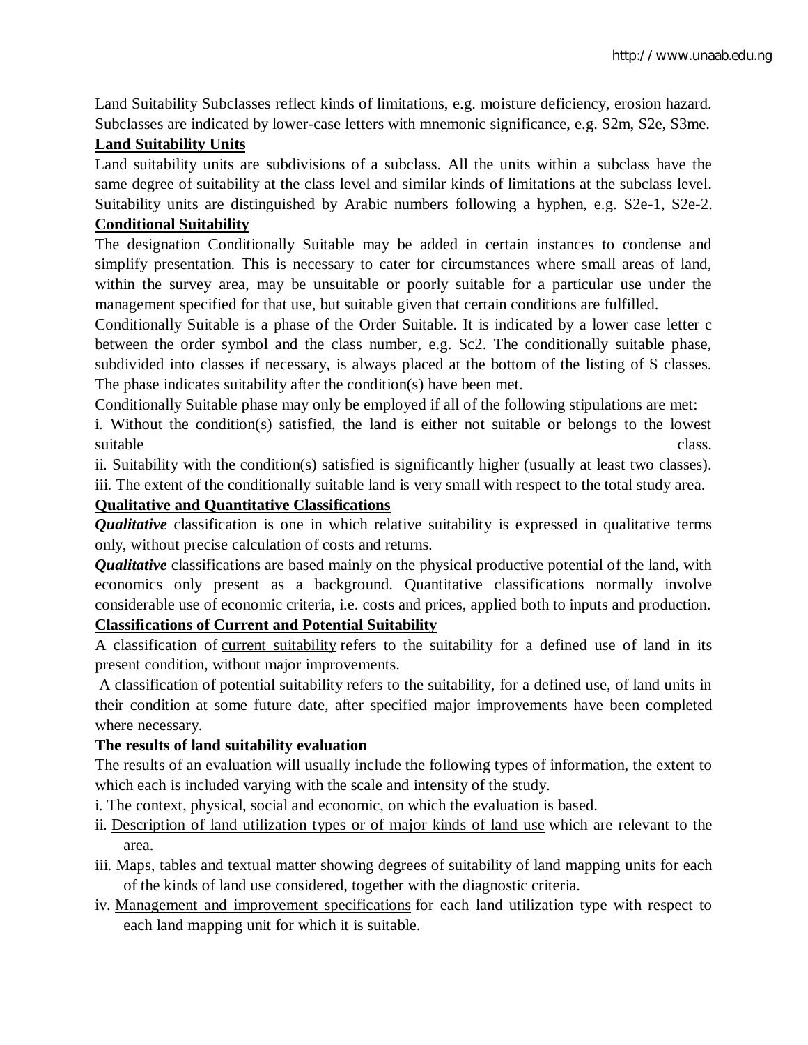Land Suitability Subclasses reflect kinds of limitations, e.g. moisture deficiency, erosion hazard. Subclasses are indicated by lower-case letters with mnemonic significance, e.g. S2m, S2e, S3me.

**Land Suitability Units**

Land suitability units are subdivisions of a subclass. All the units within a subclass have the same degree of suitability at the class level and similar kinds of limitations at the subclass level. Suitability units are distinguished by Arabic numbers following a hyphen, e.g. S2e-1, S2e-2.

**Conditional Suitability**

The designation Conditionally Suitable may be added in certain instances to condense and simplify presentation. This is necessary to cater for circumstances where small areas of land, within the survey area, may be unsuitable or poorly suitable for a particular use under the management specified for that use, but suitable given that certain conditions are fulfilled.

Conditionally Suitable is a phase of the Order Suitable. It is indicated by a lower case letter c between the order symbol and the class number, e.g. Sc2. The conditionally suitable phase, subdivided into classes if necessary, is always placed at the bottom of the listing of S classes. The phase indicates suitability after the condition(s) have been met.

Conditionally Suitable phase may only be employed if all of the following stipulations are met:

i. Without the condition(s) satisfied, the land is either not suitable or belongs to the lowest suitable class.

ii. Suitability with the condition(s) satisfied is significantly higher (usually at least two classes).

iii. The extent of the conditionally suitable land is very small with respect to the total study area.

**Qualitative and Quantitative Classifications**

***Qualitative*** classification is one in which relative suitability is expressed in qualitative terms only, without precise calculation of costs and returns.

***Qualitative*** classifications are based mainly on the physical productive potential of the land, with economics only present as a background. Quantitative classifications normally involve considerable use of economic criteria, i.e. costs and prices, applied both to inputs and production.

**Classifications of Current and Potential Suitability**

A classification of current suitability refers to the suitability for a defined use of land in its present condition, without major improvements.

A classification of potential suitability refers to the suitability, for a defined use, of land units in their condition at some future date, after specified major improvements have been completed where necessary.

**The results of land suitability evaluation**

The results of an evaluation will usually include the following types of information, the extent to which each is included varying with the scale and intensity of the study.

i. The context, physical, social and economic, on which the evaluation is based.

ii. Description of land utilization types or of major kinds of land use which are relevant to the area.

iii. Maps, tables and textual matter showing degrees of suitability of land mapping units for each of the kinds of land use considered, together with the diagnostic criteria.

iv. Management and improvement specifications for each land utilization type with respect to each land mapping unit for which it is suitable.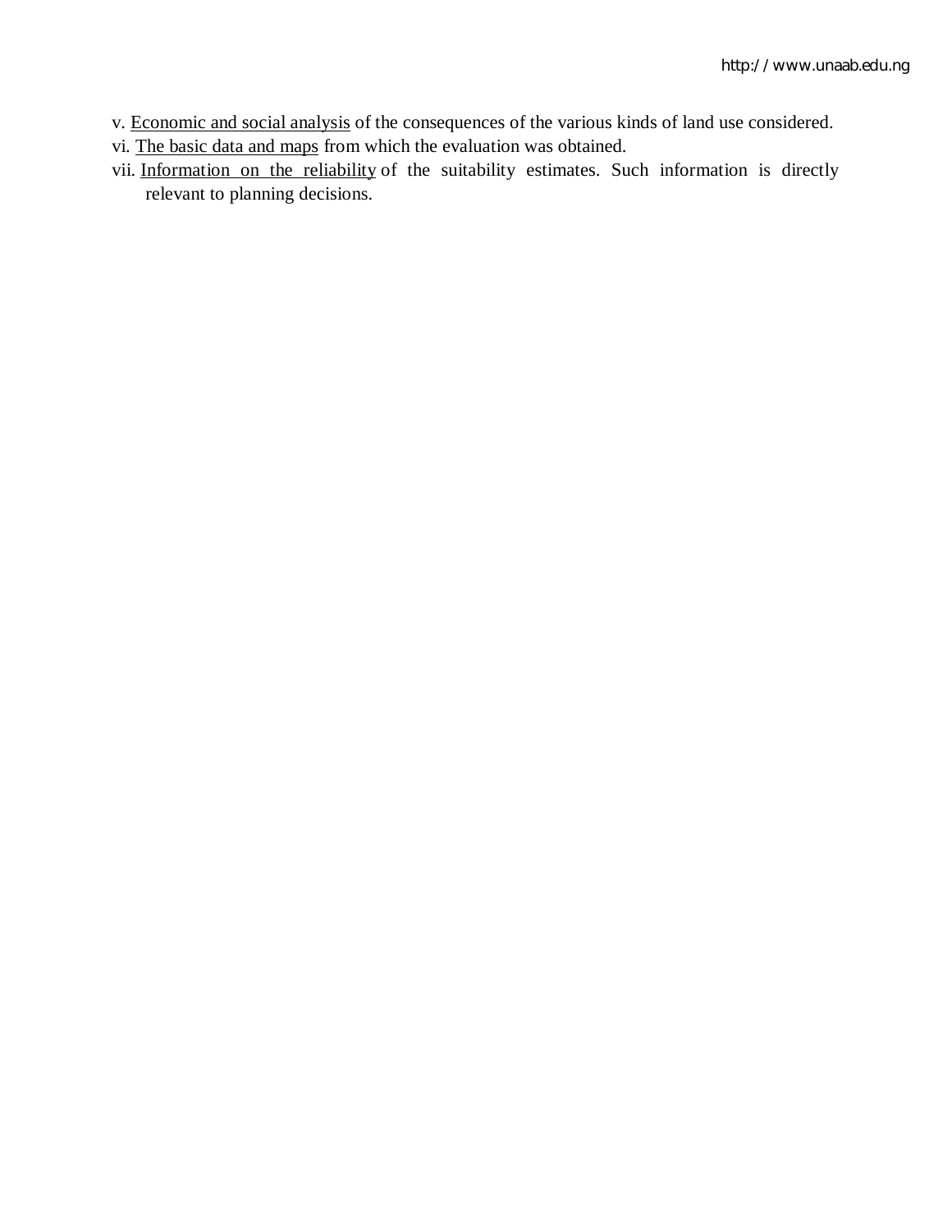v. Economic and social analysis of the consequences of the various kinds of land use considered.

vi. The basic data and maps from which the evaluation was obtained.

vii. Information on the reliability of the suitability estimates. Such information is directly relevant to planning decisions.